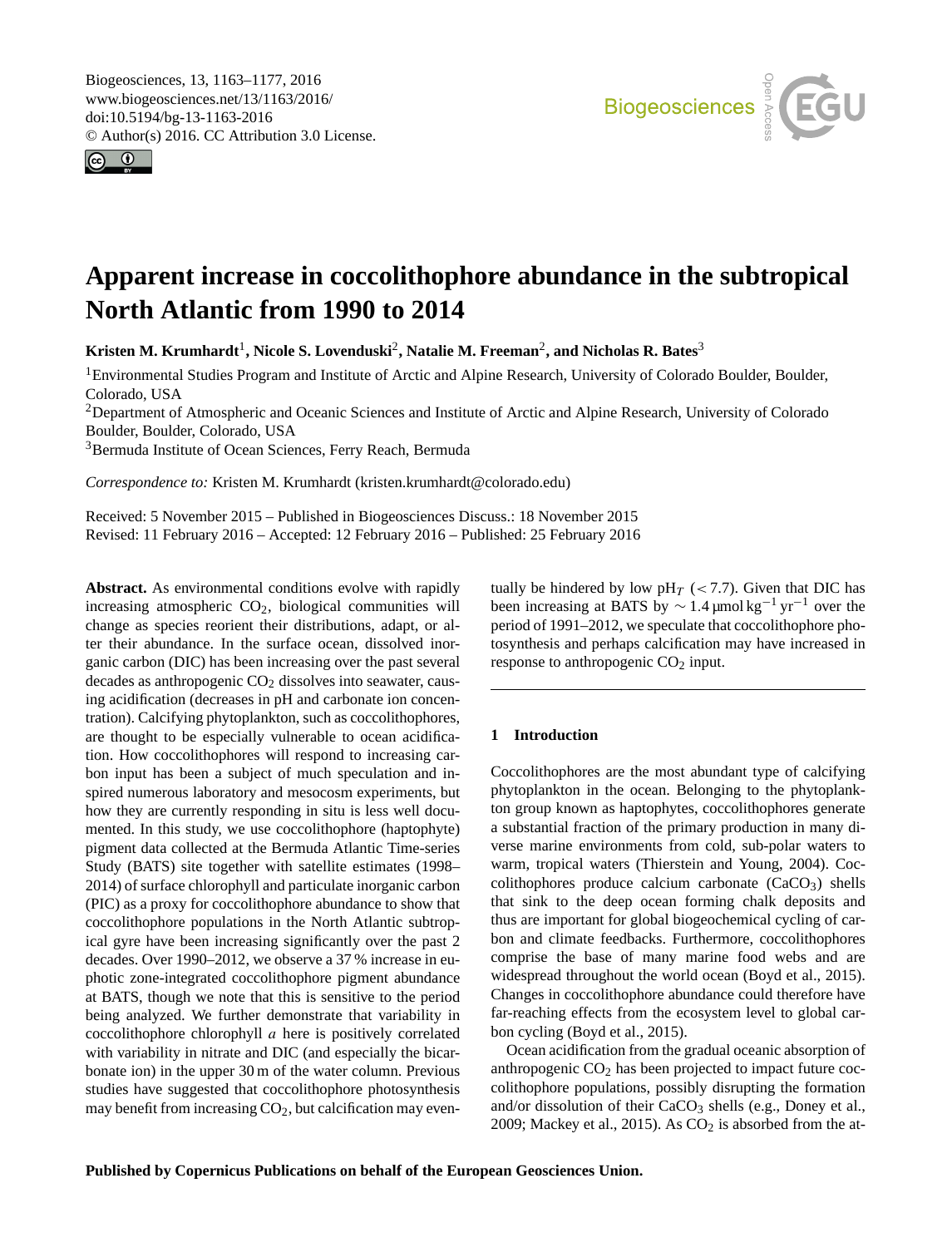# Apparent increase in coccolithophore abundance in the subtropical North Atlantic from 1990 to 2014

**Kristen M. Krumhardt[1], Nicole S. Lovenduski[2], Natalie M. Freeman[2], and Nicholas R. Bates[3]**

[1]Environmental Studies Program and Institute of Arctic and Alpine Research, University of Colorado Boulder, Boulder, Colorado, USA

[2]Department of Atmospheric and Oceanic Sciences and Institute of Arctic and Alpine Research, University of Colorado Boulder, Boulder, Colorado, USA

[3]Bermuda Institute of Ocean Sciences, Ferry Reach, Bermuda

*Correspondence to:* Kristen M. Krumhardt (kristen.krumhardt@colorado.edu)

Received: 5 November 2015 – Published in Biogeosciences Discuss.: 18 November 2015
Revised: 11 February 2016 – Accepted: 12 February 2016 – Published: 25 February 2016

**Abstract.** As environmental conditions evolve with rapidly increasing atmospheric $CO_2$, biological communities will change as species reorient their distributions, adapt, or alter their abundance. In the surface ocean, dissolved inorganic carbon (DIC) has been increasing over the past several decades as anthropogenic $CO_2$ dissolves into seawater, causing acidification (decreases in pH and carbonate ion concentration). Calcifying phytoplankton, such as coccolithophores, are thought to be especially vulnerable to ocean acidification. How coccolithophores will respond to increasing carbon input has been a subject of much speculation and inspired numerous laboratory and mesocosm experiments, but how they are currently responding in situ is less well documented. In this study, we use coccolithophore (haptophyte) pigment data collected at the Bermuda Atlantic Time-series Study (BATS) site together with satellite estimates (1998–2014) of surface chlorophyll and particulate inorganic carbon (PIC) as a proxy for coccolithophore abundance to show that coccolithophore populations in the North Atlantic subtropical gyre have been increasing significantly over the past 2 decades. Over 1990–2012, we observe a 37 % increase in euphotic zone-integrated coccolithophore pigment abundance at BATS, though we note that this is sensitive to the period being analyzed. We further demonstrate that variability in coccolithophore chlorophyll *a* here is positively correlated with variability in nitrate and DIC (and especially the bicarbonate ion) in the upper 30 m of the water column. Previous studies have suggested that coccolithophore photosynthesis may benefit from increasing $CO_2$, but calcification may eventually be hindered by low $pH_T$ ($<7.7$). Given that DIC has been increasing at BATS by $\sim 1.4\,\mu mol\,kg^{-1}\,yr^{-1}$ over the period of 1991–2012, we speculate that coccolithophore photosynthesis and perhaps calcification may have increased in response to anthropogenic $CO_2$ input.

## 1 Introduction

Coccolithophores are the most abundant type of calcifying phytoplankton in the ocean. Belonging to the phytoplankton group known as haptophytes, coccolithophores generate a substantial fraction of the primary production in many diverse marine environments from cold, sub-polar waters to warm, tropical waters (Thierstein and Young, 2004). Coccolithophores produce calcium carbonate ($CaCO_3$) shells that sink to the deep ocean forming chalk deposits and thus are important for global biogeochemical cycling of carbon and climate feedbacks. Furthermore, coccolithophores comprise the base of many marine food webs and are widespread throughout the world ocean (Boyd et al., 2015). Changes in coccolithophore abundance could therefore have far-reaching effects from the ecosystem level to global carbon cycling (Boyd et al., 2015).

Ocean acidification from the gradual oceanic absorption of anthropogenic $CO_2$ has been projected to impact future coccolithophore populations, possibly disrupting the formation and/or dissolution of their $CaCO_3$ shells (e.g., Doney et al., 2009; Mackey et al., 2015). As $CO_2$ is absorbed from the at-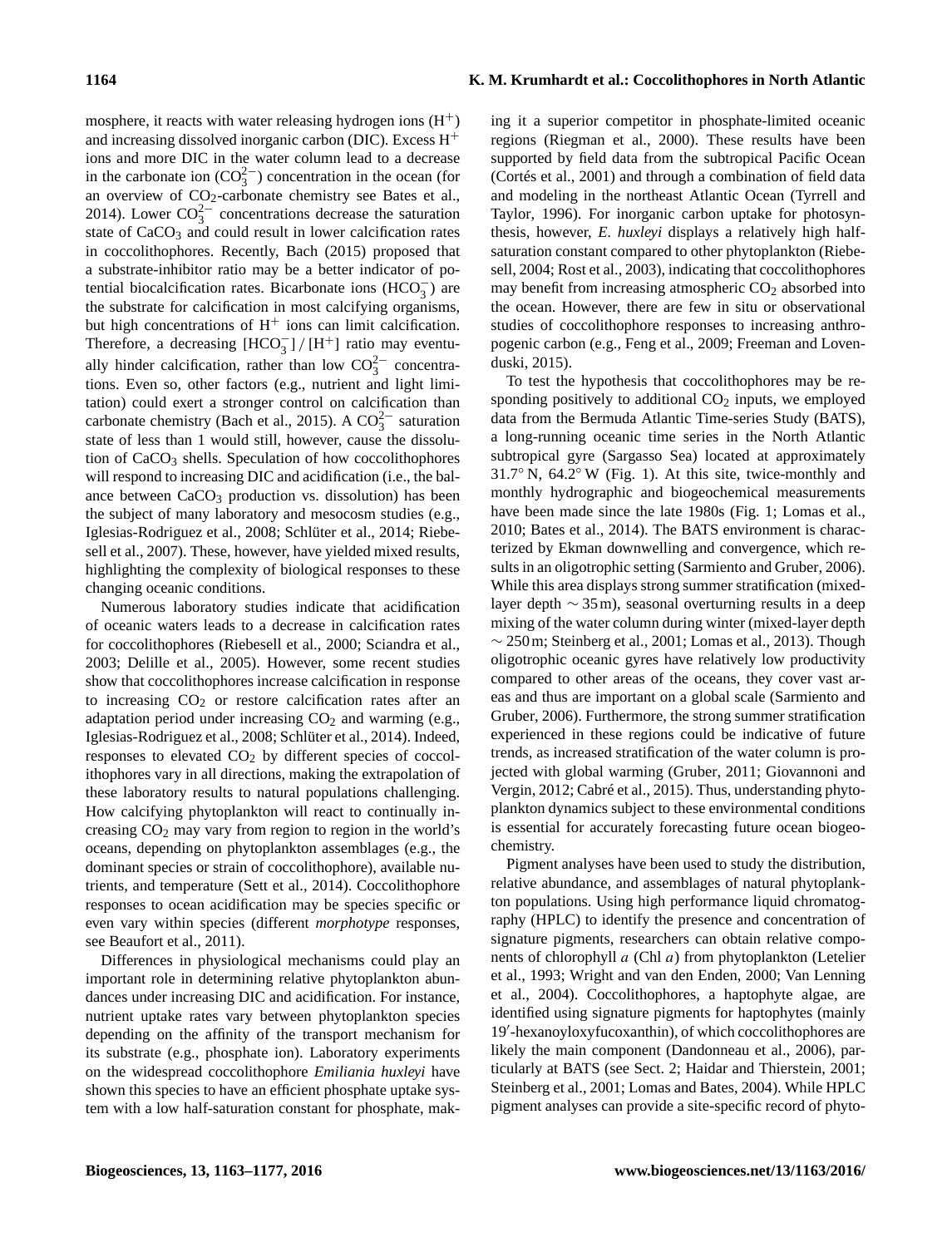mosphere, it reacts with water releasing hydrogen ions ($H^+$) and increasing dissolved inorganic carbon (DIC). Excess $H^+$ ions and more DIC in the water column lead to a decrease in the carbonate ion ($CO_3^{2-}$) concentration in the ocean (for an overview of $CO_2$-carbonate chemistry see Bates et al., 2014). Lower $CO_3^{2-}$ concentrations decrease the saturation state of $CaCO_3$ and could result in lower calcification rates in coccolithophores. Recently, Bach (2015) proposed that a substrate-inhibitor ratio may be a better indicator of potential biocalcification rates. Bicarbonate ions ($HCO_3^-$) are the substrate for calcification in most calcifying organisms, but high concentrations of $H^+$ ions can limit calcification. Therefore, a decreasing $[HCO_3^-]/[H^+]$ ratio may eventually hinder calcification, rather than low $CO_3^{2-}$ concentrations. Even so, other factors (e.g., nutrient and light limitation) could exert a stronger control on calcification than carbonate chemistry (Bach et al., 2015). A $CO_3^{2-}$ saturation state of less than 1 would still, however, cause the dissolution of $CaCO_3$ shells. Speculation of how coccolithophores will respond to increasing DIC and acidification (i.e., the balance between $CaCO_3$ production vs. dissolution) has been the subject of many laboratory and mesocosm studies (e.g., Iglesias-Rodriguez et al., 2008; Schlüter et al., 2014; Riebesell et al., 2007). These, however, have yielded mixed results, highlighting the complexity of biological responses to these changing oceanic conditions.

Numerous laboratory studies indicate that acidification of oceanic waters leads to a decrease in calcification rates for coccolithophores (Riebesell et al., 2000; Sciandra et al., 2003; Delille et al., 2005). However, some recent studies show that coccolithophores increase calcification in response to increasing $CO_2$ or restore calcification rates after an adaptation period under increasing $CO_2$ and warming (e.g., Iglesias-Rodriguez et al., 2008; Schlüter et al., 2014). Indeed, responses to elevated $CO_2$ by different species of coccolithophores vary in all directions, making the extrapolation of these laboratory results to natural populations challenging. How calcifying phytoplankton will react to continually increasing $CO_2$ may vary from region to region in the world's oceans, depending on phytoplankton assemblages (e.g., the dominant species or strain of coccolithophore), available nutrients, and temperature (Sett et al., 2014). Coccolithophore responses to ocean acidification may be species specific or even vary within species (different *morphotype* responses, see Beaufort et al., 2011).

Differences in physiological mechanisms could play an important role in determining relative phytoplankton abundances under increasing DIC and acidification. For instance, nutrient uptake rates vary between phytoplankton species depending on the affinity of the transport mechanism for its substrate (e.g., phosphate ion). Laboratory experiments on the widespread coccolithophore *Emiliania huxleyi* have shown this species to have an efficient phosphate uptake system with a low half-saturation constant for phosphate, making it a superior competitor in phosphate-limited oceanic regions (Riegman et al., 2000). These results have been supported by field data from the subtropical Pacific Ocean (Cortés et al., 2001) and through a combination of field data and modeling in the northeast Atlantic Ocean (Tyrrell and Taylor, 1996). For inorganic carbon uptake for photosynthesis, however, *E. huxleyi* displays a relatively high half-saturation constant compared to other phytoplankton (Riebesell, 2004; Rost et al., 2003), indicating that coccolithophores may benefit from increasing atmospheric $CO_2$ absorbed into the ocean. However, there are few in situ or observational studies of coccolithophore responses to increasing anthropogenic carbon (e.g., Feng et al., 2009; Freeman and Lovenduski, 2015).

To test the hypothesis that coccolithophores may be responding positively to additional $CO_2$ inputs, we employed data from the Bermuda Atlantic Time-series Study (BATS), a long-running oceanic time series in the North Atlantic subtropical gyre (Sargasso Sea) located at approximately 31.7° N, 64.2° W (Fig. 1). At this site, twice-monthly and monthly hydrographic and biogeochemical measurements have been made since the late 1980s (Fig. 1; Lomas et al., 2010; Bates et al., 2014). The BATS environment is characterized by Ekman downwelling and convergence, which results in an oligotrophic setting (Sarmiento and Gruber, 2006). While this area displays strong summer stratification (mixed-layer depth ∼ 35 m), seasonal overturning results in a deep mixing of the water column during winter (mixed-layer depth ∼ 250 m; Steinberg et al., 2001; Lomas et al., 2013). Though oligotrophic oceanic gyres have relatively low productivity compared to other areas of the oceans, they cover vast areas and thus are important on a global scale (Sarmiento and Gruber, 2006). Furthermore, the strong summer stratification experienced in these regions could be indicative of future trends, as increased stratification of the water column is projected with global warming (Gruber, 2011; Giovannoni and Vergin, 2012; Cabré et al., 2015). Thus, understanding phytoplankton dynamics subject to these environmental conditions is essential for accurately forecasting future ocean biogeochemistry.

Pigment analyses have been used to study the distribution, relative abundance, and assemblages of natural phytoplankton populations. Using high performance liquid chromatography (HPLC) to identify the presence and concentration of signature pigments, researchers can obtain relative components of chlorophyll *a* (Chl *a*) from phytoplankton (Letelier et al., 1993; Wright and van den Enden, 2000; Van Lenning et al., 2004). Coccolithophores, a haptophyte algae, are identified using signature pigments for haptophytes (mainly 19′-hexanoyloxyfucoxanthin), of which coccolithophores are likely the main component (Dandonneau et al., 2006), particularly at BATS (see Sect. 2; Haidar and Thierstein, 2001; Steinberg et al., 2001; Lomas and Bates, 2004). While HPLC pigment analyses can provide a site-specific record of phyto-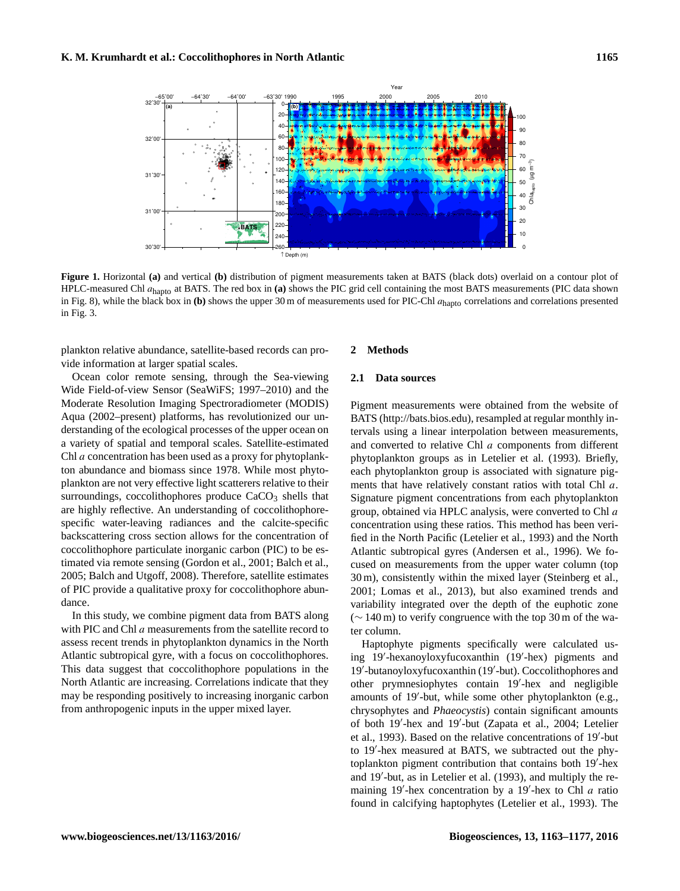Figure 1. Horizontal **(a)** and vertical **(b)** distribution of pigment measurements taken at BATS (black dots) overlaid on a contour plot of HPLC-measured Chl $a_{\mathrm{hapto}}$ at BATS. The red box in **(a)** shows the PIC grid cell containing the most BATS measurements (PIC data shown in Fig. 8), while the black box in **(b)** shows the upper 30 m of measurements used for PIC-Chl $a_{\mathrm{hapto}}$ correlations and correlations presented in Fig. 3.

plankton relative abundance, satellite-based records can provide information at larger spatial scales.

Ocean color remote sensing, through the Sea-viewing Wide Field-of-view Sensor (SeaWiFS; 1997–2010) and the Moderate Resolution Imaging Spectroradiometer (MODIS) Aqua (2002–present) platforms, has revolutionized our understanding of the ecological processes of the upper ocean on a variety of spatial and temporal scales. Satellite-estimated Chl *a* concentration has been used as a proxy for phytoplankton abundance and biomass since 1978. While most phytoplankton are not very effective light scatterers relative to their surroundings, coccolithophores produce $CaCO_3$ shells that are highly reflective. An understanding of coccolithophore-specific water-leaving radiances and the calcite-specific backscattering cross section allows for the concentration of coccolithophore particulate inorganic carbon (PIC) to be estimated via remote sensing (Gordon et al., 2001; Balch et al., 2005; Balch and Utgoff, 2008). Therefore, satellite estimates of PIC provide a qualitative proxy for coccolithophore abundance.

In this study, we combine pigment data from BATS along with PIC and Chl *a* measurements from the satellite record to assess recent trends in phytoplankton dynamics in the North Atlantic subtropical gyre, with a focus on coccolithophores. This data suggest that coccolithophore populations in the North Atlantic are increasing. Correlations indicate that they may be responding positively to increasing inorganic carbon from anthropogenic inputs in the upper mixed layer.

## 2 Methods

### 2.1 Data sources

Pigment measurements were obtained from the website of BATS (http://bats.bios.edu), resampled at regular monthly intervals using a linear interpolation between measurements, and converted to relative Chl *a* components from different phytoplankton groups as in Letelier et al. (1993). Briefly, each phytoplankton group is associated with signature pigments that have relatively constant ratios with total Chl *a*. Signature pigment concentrations from each phytoplankton group, obtained via HPLC analysis, were converted to Chl *a* concentration using these ratios. This method has been verified in the North Pacific (Letelier et al., 1993) and the North Atlantic subtropical gyres (Andersen et al., 1996). We focused on measurements from the upper water column (top 30 m), consistently within the mixed layer (Steinberg et al., 2001; Lomas et al., 2013), but also examined trends and variability integrated over the depth of the euphotic zone ($\sim$ 140 m) to verify congruence with the top 30 m of the water column.

Haptophyte pigments specifically were calculated using 19′-hexanoyloxyfucoxanthin (19′-hex) pigments and 19′-butanoyloxyfucoxanthin (19′-but). Coccolithophores and other prymnesiophytes contain 19′-hex and negligible amounts of 19′-but, while some other phytoplankton (e.g., chrysophytes and *Phaeocystis*) contain significant amounts of both 19′-hex and 19′-but (Zapata et al., 2004; Letelier et al., 1993). Based on the relative concentrations of 19′-but to 19′-hex measured at BATS, we subtracted out the phytoplankton pigment contribution that contains both 19′-hex and 19′-but, as in Letelier et al. (1993), and multiply the remaining 19′-hex concentration by a 19′-hex to Chl *a* ratio found in calcifying haptophytes (Letelier et al., 1993). The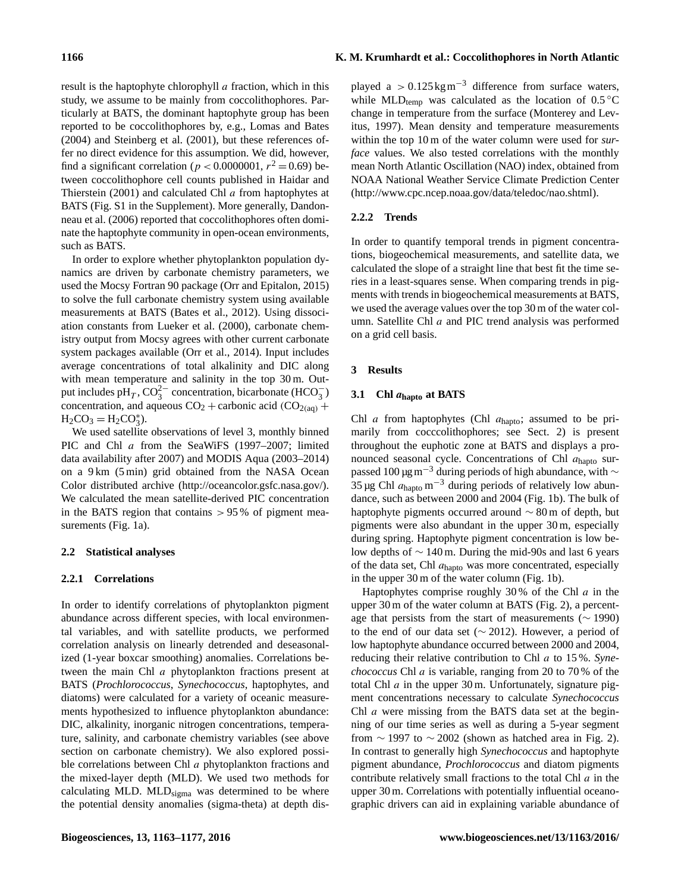result is the haptophyte chlorophyll *a* fraction, which in this study, we assume to be mainly from coccolithophores. Particularly at BATS, the dominant haptophyte group has been reported to be coccolithophores by, e.g., Lomas and Bates (2004) and Steinberg et al. (2001), but these references offer no direct evidence for this assumption. We did, however, find a significant correlation ($p < 0.0000001$, $r^2 = 0.69$) between coccolithophore cell counts published in Haidar and Thierstein (2001) and calculated Chl *a* from haptophytes at BATS (Fig. S1 in the Supplement). More generally, Dandonneau et al. (2006) reported that coccolithophores often dominate the haptophyte community in open-ocean environments, such as BATS.

In order to explore whether phytoplankton population dynamics are driven by carbonate chemistry parameters, we used the Mocsy Fortran 90 package (Orr and Epitalon, 2015) to solve the full carbonate chemistry system using available measurements at BATS (Bates et al., 2012). Using dissociation constants from Lueker et al. (2000), carbonate chemistry output from Mocsy agrees with other current carbonate system packages available (Orr et al., 2014). Input includes average concentrations of total alkalinity and DIC along with mean temperature and salinity in the top 30 m. Output includes $pH_T$, $CO_3^{2-}$ concentration, bicarbonate ($HCO_3^-$) concentration, and aqueous $CO_2$ + carbonic acid ($CO_{2(aq)} + H_2CO_3 = H_2CO_3^*$).

We used satellite observations of level 3, monthly binned PIC and Chl *a* from the SeaWiFS (1997–2007; limited data availability after 2007) and MODIS Aqua (2003–2014) on a 9 km (5 min) grid obtained from the NASA Ocean Color distributed archive (http://oceancolor.gsfc.nasa.gov/). We calculated the mean satellite-derived PIC concentration in the BATS region that contains > 95 % of pigment measurements (Fig. 1a).

## 2.2 Statistical analyses

### 2.2.1 Correlations

In order to identify correlations of phytoplankton pigment abundance across different species, with local environmental variables, and with satellite products, we performed correlation analysis on linearly detrended and deseasonalized (1-year boxcar smoothing) anomalies. Correlations between the main Chl *a* phytoplankton fractions present at BATS (*Prochlorococcus*, *Synechococcus*, haptophytes, and diatoms) were calculated for a variety of oceanic measurements hypothesized to influence phytoplankton abundance: DIC, alkalinity, inorganic nitrogen concentrations, temperature, salinity, and carbonate chemistry variables (see above section on carbonate chemistry). We also explored possible correlations between Chl *a* phytoplankton fractions and the mixed-layer depth (MLD). We used two methods for calculating MLD. $MLD_{sigma}$ was determined to be where the potential density anomalies (sigma-theta) at depth displayed a $> 0.125\,kg\,m^{-3}$ difference from surface waters, while $MLD_{temp}$ was calculated as the location of 0.5 °C change in temperature from the surface (Monterey and Levitus, 1997). Mean density and temperature measurements within the top 10 m of the water column were used for *surface* values. We also tested correlations with the monthly mean North Atlantic Oscillation (NAO) index, obtained from NOAA National Weather Service Climate Prediction Center (http://www.cpc.ncep.noaa.gov/data/teledoc/nao.shtml).

### 2.2.2 Trends

In order to quantify temporal trends in pigment concentrations, biogeochemical measurements, and satellite data, we calculated the slope of a straight line that best fit the time series in a least-squares sense. When comparing trends in pigments with trends in biogeochemical measurements at BATS, we used the average values over the top 30 m of the water column. Satellite Chl *a* and PIC trend analysis was performed on a grid cell basis.

# 3 Results

## 3.1 Chl $a_{hapto}$ at BATS

Chl *a* from haptophytes (Chl $a_{hapto}$; assumed to be primarily from cocccolithophores; see Sect. 2) is present throughout the euphotic zone at BATS and displays a pronounced seasonal cycle. Concentrations of Chl $a_{hapto}$ surpassed $100\,\mu g\,m^{-3}$ during periods of high abundance, with ∼ 35 µg Chl $a_{hapto}\,m^{-3}$ during periods of relatively low abundance, such as between 2000 and 2004 (Fig. 1b). The bulk of haptophyte pigments occurred around ∼ 80 m of depth, but pigments were also abundant in the upper 30 m, especially during spring. Haptophyte pigment concentration is low below depths of ∼ 140 m. During the mid-90s and last 6 years of the data set, Chl $a_{hapto}$ was more concentrated, especially in the upper 30 m of the water column (Fig. 1b).

Haptophytes comprise roughly 30 % of the Chl *a* in the upper 30 m of the water column at BATS (Fig. 2), a percentage that persists from the start of measurements (∼ 1990) to the end of our data set (∼ 2012). However, a period of low haptophyte abundance occurred between 2000 and 2004, reducing their relative contribution to Chl *a* to 15 %. *Synechococcus* Chl *a* is variable, ranging from 20 to 70 % of the total Chl *a* in the upper 30 m. Unfortunately, signature pigment concentrations necessary to calculate *Synechococcus* Chl *a* were missing from the BATS data set at the beginning of our time series as well as during a 5-year segment from ∼ 1997 to ∼ 2002 (shown as hatched area in Fig. 2). In contrast to generally high *Synechococcus* and haptophyte pigment abundance, *Prochlorococcus* and diatom pigments contribute relatively small fractions to the total Chl *a* in the upper 30 m. Correlations with potentially influential oceanographic drivers can aid in explaining variable abundance of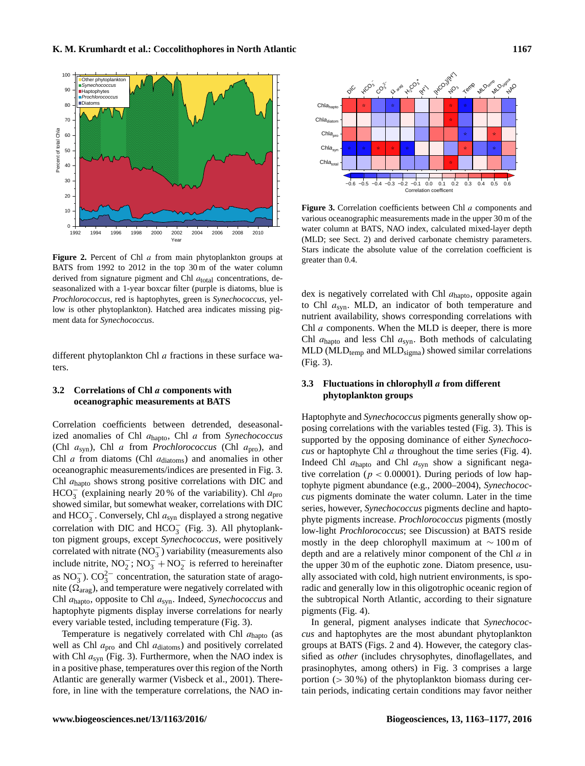**Figure 2.** Percent of Chl *a* from main phytoplankton groups at BATS from 1992 to 2012 in the top 30 m of the water column derived from signature pigment and Chl $a_{total}$ concentrations, deseasonalized with a 1-year boxcar filter (purple is diatoms, blue is *Prochlorococcus*, red is haptophytes, green is *Synechococcus*, yellow is other phytoplankton). Hatched area indicates missing pigment data for *Synechococcus*.

different phytoplankton Chl *a* fractions in these surface waters.

### 3.2 Correlations of Chl *a* components with oceanographic measurements at BATS

Correlation coefficients between detrended, deseasonalized anomalies of Chl $a_{hapto}$, Chl *a* from *Synechococcus* (Chl $a_{syn}$), Chl *a* from *Prochlorococcus* (Chl $a_{pro}$), and Chl *a* from diatoms (Chl $a_{diatoms}$) and anomalies in other oceanographic measurements/indices are presented in Fig. 3. Chl $a_{hapto}$ shows strong positive correlations with DIC and $HCO_3^-$ (explaining nearly 20 % of the variability). Chl $a_{pro}$ showed similar, but somewhat weaker, correlations with DIC and $HCO_3^-$. Conversely, Chl $a_{syn}$ displayed a strong negative correlation with DIC and $HCO_3^-$ (Fig. 3). All phytoplankton pigment groups, except *Synechococcus*, were positively correlated with nitrate ($NO_3^-$) variability (measurements also include nitrite, $NO_2^-$; $NO_3^- + NO_2^-$ is referred to hereinafter as $NO_3^-$). $CO_3^{2-}$ concentration, the saturation state of aragonite ($\Omega_{arag}$), and temperature were negatively correlated with Chl $a_{hapto}$, opposite to Chl $a_{syn}$. Indeed, *Synechococcus* and haptophyte pigments display inverse correlations for nearly every variable tested, including temperature (Fig. 3).

Temperature is negatively correlated with Chl $a_{hapto}$ (as well as Chl $a_{pro}$ and Chl $a_{diatoms}$) and positively correlated with Chl $a_{syn}$ (Fig. 3). Furthermore, when the NAO index is in a positive phase, temperatures over this region of the North Atlantic are generally warmer (Visbeck et al., 2001). Therefore, in line with the temperature correlations, the NAO index is negatively correlated with Chl $a_{hapto}$, opposite again to Chl $a_{syn}$. MLD, an indicator of both temperature and nutrient availability, shows corresponding correlations with Chl *a* components. When the MLD is deeper, there is more Chl $a_{hapto}$ and less Chl $a_{syn}$. Both methods of calculating MLD ($MLD_{temp}$ and $MLD_{sigma}$) showed similar correlations (Fig. 3).

**Figure 3.** Correlation coefficients between Chl *a* components and various oceanographic measurements made in the upper 30 m of the water column at BATS, NAO index, calculated mixed-layer depth (MLD; see Sect. 2) and derived carbonate chemistry parameters. Stars indicate the absolute value of the correlation coefficient is greater than 0.4.

### 3.3 Fluctuations in chlorophyll *a* from different phytoplankton groups

Haptophyte and *Synechococcus* pigments generally show opposing correlations with the variables tested (Fig. 3). This is supported by the opposing dominance of either *Synechococcus* or haptophyte Chl *a* throughout the time series (Fig. 4). Indeed Chl $a_{hapto}$ and Chl $a_{syn}$ show a significant negative correlation ($p < 0.00001$). During periods of low haptophyte pigment abundance (e.g., 2000–2004), *Synechococcus* pigments dominate the water column. Later in the time series, however, *Synechococcus* pigments decline and haptophyte pigments increase. *Prochlorococcus* pigments (mostly low-light *Prochlorococcus*; see Discussion) at BATS reside mostly in the deep chlorophyll maximum at ∼ 100 m of depth and are a relatively minor component of the Chl *a* in the upper 30 m of the euphotic zone. Diatom presence, usually associated with cold, high nutrient environments, is sporadic and generally low in this oligotrophic oceanic region of the subtropical North Atlantic, according to their signature pigments (Fig. 4).

In general, pigment analyses indicate that *Synechococcus* and haptophytes are the most abundant phytoplankton groups at BATS (Figs. 2 and 4). However, the category classified as *other* (includes chrysophytes, dinoflagellates, and prasinophytes, among others) in Fig. 3 comprises a large portion (> 30 %) of the phytoplankton biomass during certain periods, indicating certain conditions may favor neither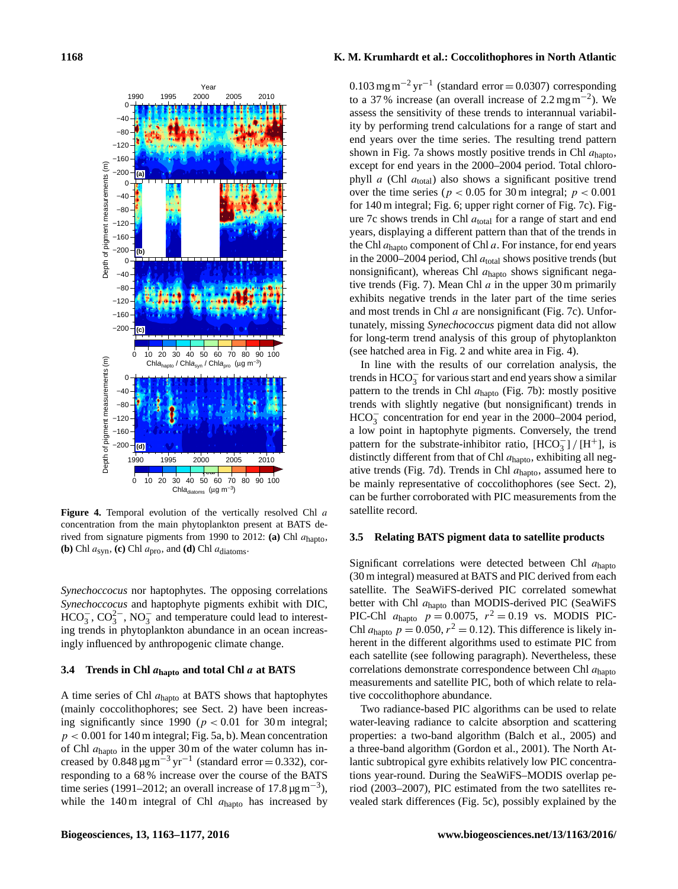Figure 4. Temporal evolution of the vertically resolved Chl $a$ concentration from the main phytoplankton present at BATS derived from signature pigments from 1990 to 2012: **(a)** Chl $a_{\mathrm{hapto}}$, **(b)** Chl $a_{\mathrm{syn}}$, **(c)** Chl $a_{\mathrm{pro}}$, and **(d)** Chl $a_{\mathrm{diatoms}}$.

*Synechoccocus* nor haptophytes. The opposing correlations *Synechoccocus* and haptophyte pigments exhibit with DIC, $HCO_3^-$, $CO_3^{2-}$, $NO_3^-$ and temperature could lead to interesting trends in phytoplankton abundance in an ocean increasingly influenced by anthropogenic climate change.

### 3.4 Trends in Chl $a_{\mathrm{hapto}}$ and total Chl $a$ at BATS

A time series of Chl $a_{\mathrm{hapto}}$ at BATS shows that haptophytes (mainly coccolithophores; see Sect. 2) have been increasing significantly since 1990 ($p < 0.01$ for 30 m integral; $p < 0.001$ for 140 m integral; Fig. 5a, b). Mean concentration of Chl $a_{\mathrm{hapto}}$ in the upper 30 m of the water column has increased by $0.848\,\mu\mathrm{g\,m^{-3}\,yr^{-1}}$ (standard error = 0.332), corresponding to a 68 % increase over the course of the BATS time series (1991–2012; an overall increase of $17.8\,\mu\mathrm{g\,m^{-3}}$), while the 140 m integral of Chl $a_{\mathrm{hapto}}$ has increased by $0.103\,\mathrm{mg\,m^{-2}\,yr^{-1}}$ (standard error = 0.0307) corresponding to a 37 % increase (an overall increase of $2.2\,\mathrm{mg\,m^{-2}}$). We assess the sensitivity of these trends to interannual variability by performing trend calculations for a range of start and end years over the time series. The resulting trend pattern shown in Fig. 7a shows mostly positive trends in Chl $a_{\mathrm{hapto}}$, except for end years in the 2000–2004 period. Total chlorophyll $a$ (Chl $a_{\mathrm{total}}$) also shows a significant positive trend over the time series ($p < 0.05$ for 30 m integral; $p < 0.001$ for 140 m integral; Fig. 6; upper right corner of Fig. 7c). Figure 7c shows trends in Chl $a_{\mathrm{total}}$ for a range of start and end years, displaying a different pattern than that of the trends in the Chl $a_{\mathrm{hapto}}$ component of Chl $a$. For instance, for end years in the 2000–2004 period, Chl $a_{\mathrm{total}}$ shows positive trends (but nonsignificant), whereas Chl $a_{\mathrm{hapto}}$ shows significant negative trends (Fig. 7). Mean Chl $a$ in the upper 30 m primarily exhibits negative trends in the later part of the time series and most trends in Chl $a$ are nonsignificant (Fig. 7c). Unfortunately, missing *Synechococcus* pigment data did not allow for long-term trend analysis of this group of phytoplankton (see hatched area in Fig. 2 and white area in Fig. 4).

In line with the results of our correlation analysis, the trends in $HCO_3^-$ for various start and end years show a similar pattern to the trends in Chl $a_{\mathrm{hapto}}$ (Fig. 7b): mostly positive trends with slightly negative (but nonsignificant) trends in $HCO_3^-$ concentration for end year in the 2000–2004 period, a low point in haptophyte pigments. Conversely, the trend pattern for the substrate-inhibitor ratio, $[HCO_3^-]/[H^+]$, is distinctly different from that of Chl $a_{\mathrm{hapto}}$, exhibiting all negative trends (Fig. 7d). Trends in Chl $a_{\mathrm{hapto}}$, assumed here to be mainly representative of coccolithophores (see Sect. 2), can be further corroborated with PIC measurements from the satellite record.

### 3.5 Relating BATS pigment data to satellite products

Significant correlations were detected between Chl $a_{\mathrm{hapto}}$ (30 m integral) measured at BATS and PIC derived from each satellite. The SeaWiFS-derived PIC correlated somewhat better with Chl $a_{\mathrm{hapto}}$ than MODIS-derived PIC (SeaWiFS PIC-Chl $a_{\mathrm{hapto}}$ $p = 0.0075$, $r^2 = 0.19$ vs. MODIS PIC-Chl $a_{\mathrm{hapto}}$ $p = 0.050$, $r^2 = 0.12$). This difference is likely inherent in the different algorithms used to estimate PIC from each satellite (see following paragraph). Nevertheless, these correlations demonstrate correspondence between Chl $a_{\mathrm{hapto}}$ measurements and satellite PIC, both of which relate to relative coccolithophore abundance.

Two radiance-based PIC algorithms can be used to relate water-leaving radiance to calcite absorption and scattering properties: a two-band algorithm (Balch et al., 2005) and a three-band algorithm (Gordon et al., 2001). The North Atlantic subtropical gyre exhibits relatively low PIC concentrations year-round. During the SeaWiFS–MODIS overlap period (2003–2007), PIC estimated from the two satellites revealed stark differences (Fig. 5c), possibly explained by the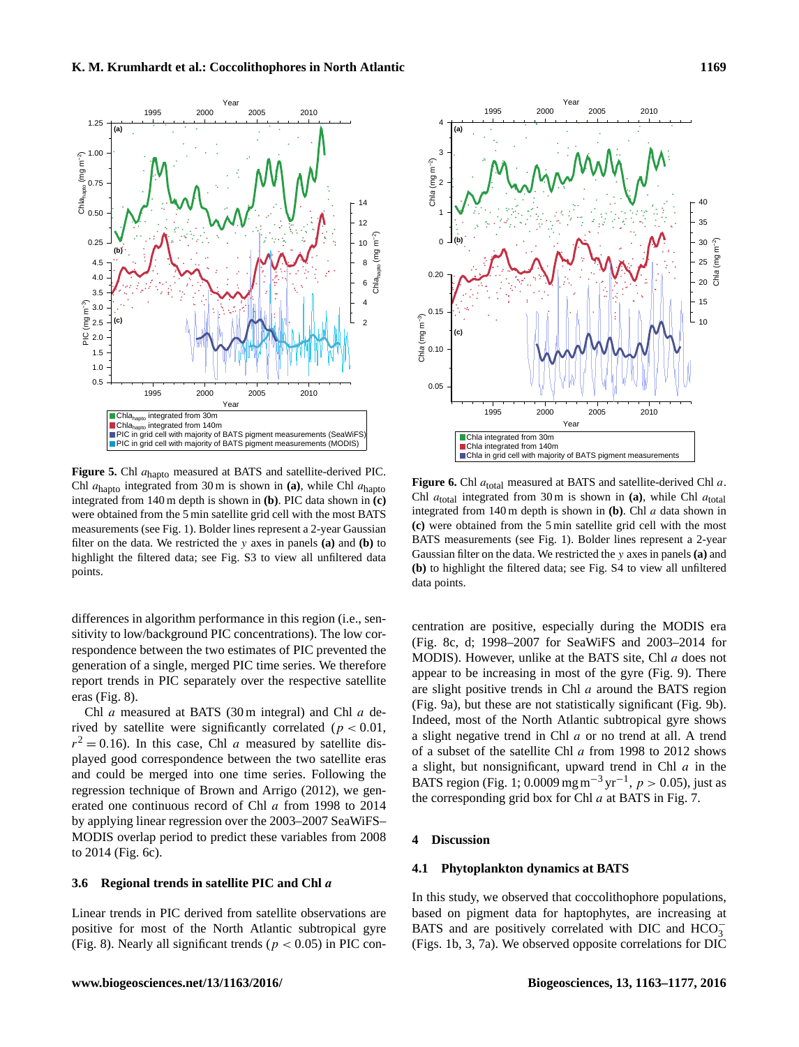**Figure 5.** Chl $a_{\text{hapto}}$ measured at BATS and satellite-derived PIC. Chl $a_{\text{hapto}}$ integrated from 30 m is shown in **(a)**, while Chl $a_{\text{hapto}}$ integrated from 140 m depth is shown in **(b)**. PIC data shown in **(c)** were obtained from the 5 min satellite grid cell with the most BATS measurements (see Fig. 1). Bolder lines represent a 2-year Gaussian filter on the data. We restricted the $y$ axes in panels **(a)** and **(b)** to highlight the filtered data; see Fig. S3 to view all unfiltered data points.

**Figure 6.** Chl $a_{\text{total}}$ measured at BATS and satellite-derived Chl $a$. Chl $a_{\text{total}}$ integrated from 30 m is shown in **(a)**, while Chl $a_{\text{total}}$ integrated from 140 m depth is shown in **(b)**. Chl $a$ data shown in **(c)** were obtained from the 5 min satellite grid cell with the most BATS measurements (see Fig. 1). Bolder lines represent a 2-year Gaussian filter on the data. We restricted the $y$ axes in panels **(a)** and **(b)** to highlight the filtered data; see Fig. S4 to view all unfiltered data points.

differences in algorithm performance in this region (i.e., sensitivity to low/background PIC concentrations). The low correspondence between the two estimates of PIC prevented the generation of a single, merged PIC time series. We therefore report trends in PIC separately over the respective satellite eras (Fig. 8).

Chl $a$ measured at BATS (30 m integral) and Chl $a$ derived by satellite were significantly correlated ($p < 0.01$, $r^2 = 0.16$). In this case, Chl $a$ measured by satellite displayed good correspondence between the two satellite eras and could be merged into one time series. Following the regression technique of Brown and Arrigo (2012), we generated one continuous record of Chl $a$ from 1998 to 2014 by applying linear regression over the 2003–2007 SeaWiFS–MODIS overlap period to predict these variables from 2008 to 2014 (Fig. 6c).

### 3.6 Regional trends in satellite PIC and Chl *a*

Linear trends in PIC derived from satellite observations are positive for most of the North Atlantic subtropical gyre (Fig. 8). Nearly all significant trends ($p < 0.05$) in PIC concentration are positive, especially during the MODIS era (Fig. 8c, d; 1998–2007 for SeaWiFS and 2003–2014 for MODIS). However, unlike at the BATS site, Chl $a$ does not appear to be increasing in most of the gyre (Fig. 9). There are slight positive trends in Chl $a$ around the BATS region (Fig. 9a), but these are not statistically significant (Fig. 9b). Indeed, most of the North Atlantic subtropical gyre shows a slight negative trend in Chl $a$ or no trend at all. A trend of a subset of the satellite Chl $a$ from 1998 to 2012 shows a slight, but nonsignificant, upward trend in Chl $a$ in the BATS region (Fig. 1; 0.0009 mg m$^{-3}$ yr$^{-1}$, $p > 0.05$), just as the corresponding grid box for Chl $a$ at BATS in Fig. 7.

## 4 Discussion

### 4.1 Phytoplankton dynamics at BATS

In this study, we observed that coccolithophore populations, based on pigment data for haptophytes, are increasing at BATS and are positively correlated with DIC and $HCO_3^-$ (Figs. 1b, 3, 7a). We observed opposite correlations for DIC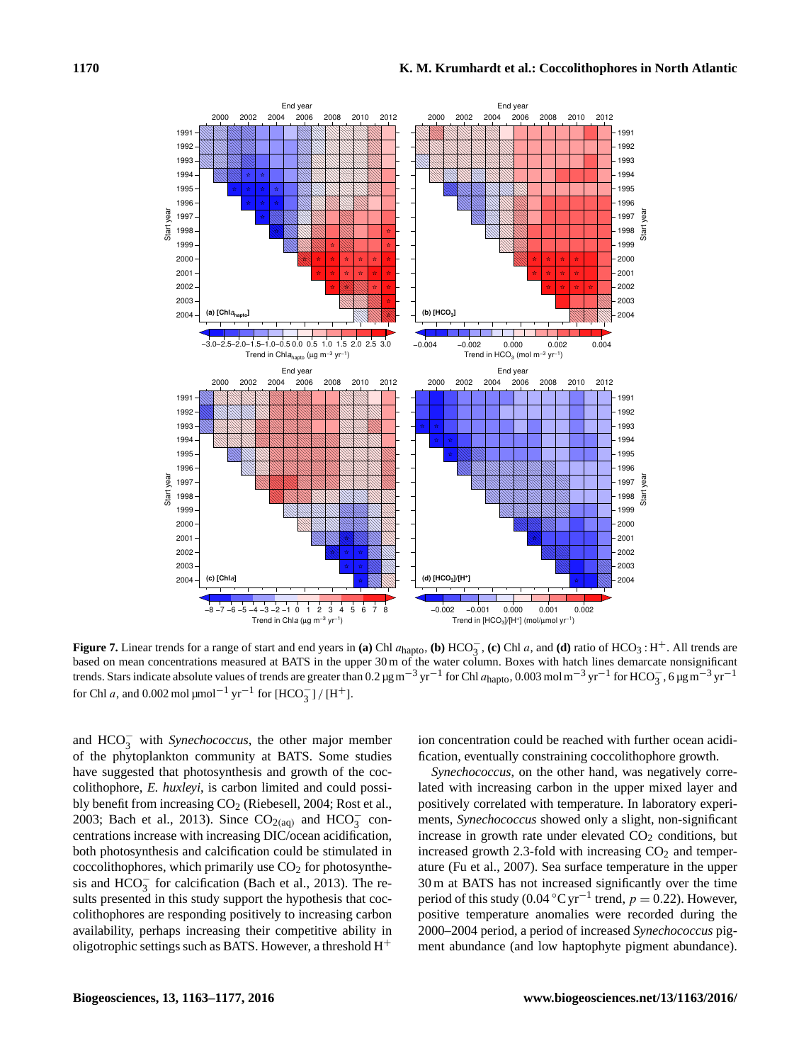**Figure 7.** Linear trends for a range of start and end years in **(a)** Chl $a_{hapto}$, **(b)** $HCO_3^-$, **(c)** Chl $a$, and **(d)** ratio of $HCO_3 : H^+$. All trends are based on mean concentrations measured at BATS in the upper 30 m of the water column. Boxes with hatch lines demarcate nonsignificant trends. Stars indicate absolute values of trends are greater than $0.2\ \mu g\ m^{-3}\ yr^{-1}$ for Chl $a_{hapto}$, $0.003\ mol\ m^{-3}\ yr^{-1}$ for $HCO_3^-$, $6\ \mu g\ m^{-3}\ yr^{-1}$ for Chl $a$, and $0.002\ mol\ \mu mol^{-1}\ yr^{-1}$ for $[HCO_3^-] / [H^+]$.

and $HCO_3^-$ with *Synechococcus*, the other major member of the phytoplankton community at BATS. Some studies have suggested that photosynthesis and growth of the coccolithophore, *E. huxleyi*, is carbon limited and could possibly benefit from increasing $CO_2$ (Riebesell, 2004; Rost et al., 2003; Bach et al., 2013). Since $CO_{2(aq)}$ and $HCO_3^-$ concentrations increase with increasing DIC/ocean acidification, both photosynthesis and calcification could be stimulated in coccolithophores, which primarily use $CO_2$ for photosynthesis and $HCO_3^-$ for calcification (Bach et al., 2013). The results presented in this study support the hypothesis that coccolithophores are responding positively to increasing carbon availability, perhaps increasing their competitive ability in oligotrophic settings such as BATS. However, a threshold $H^+$ ion concentration could be reached with further ocean acidification, eventually constraining coccolithophore growth.

*Synechococcus*, on the other hand, was negatively correlated with increasing carbon in the upper mixed layer and positively correlated with temperature. In laboratory experiments, *Synechococcus* showed only a slight, non-significant increase in growth rate under elevated $CO_2$ conditions, but increased growth 2.3-fold with increasing $CO_2$ and temperature (Fu et al., 2007). Sea surface temperature in the upper 30 m at BATS has not increased significantly over the time period of this study ($0.04\ °C\ yr^{-1}$ trend, $p = 0.22$). However, positive temperature anomalies were recorded during the 2000–2004 period, a period of increased *Synechococcus* pigment abundance (and low haptophyte pigment abundance).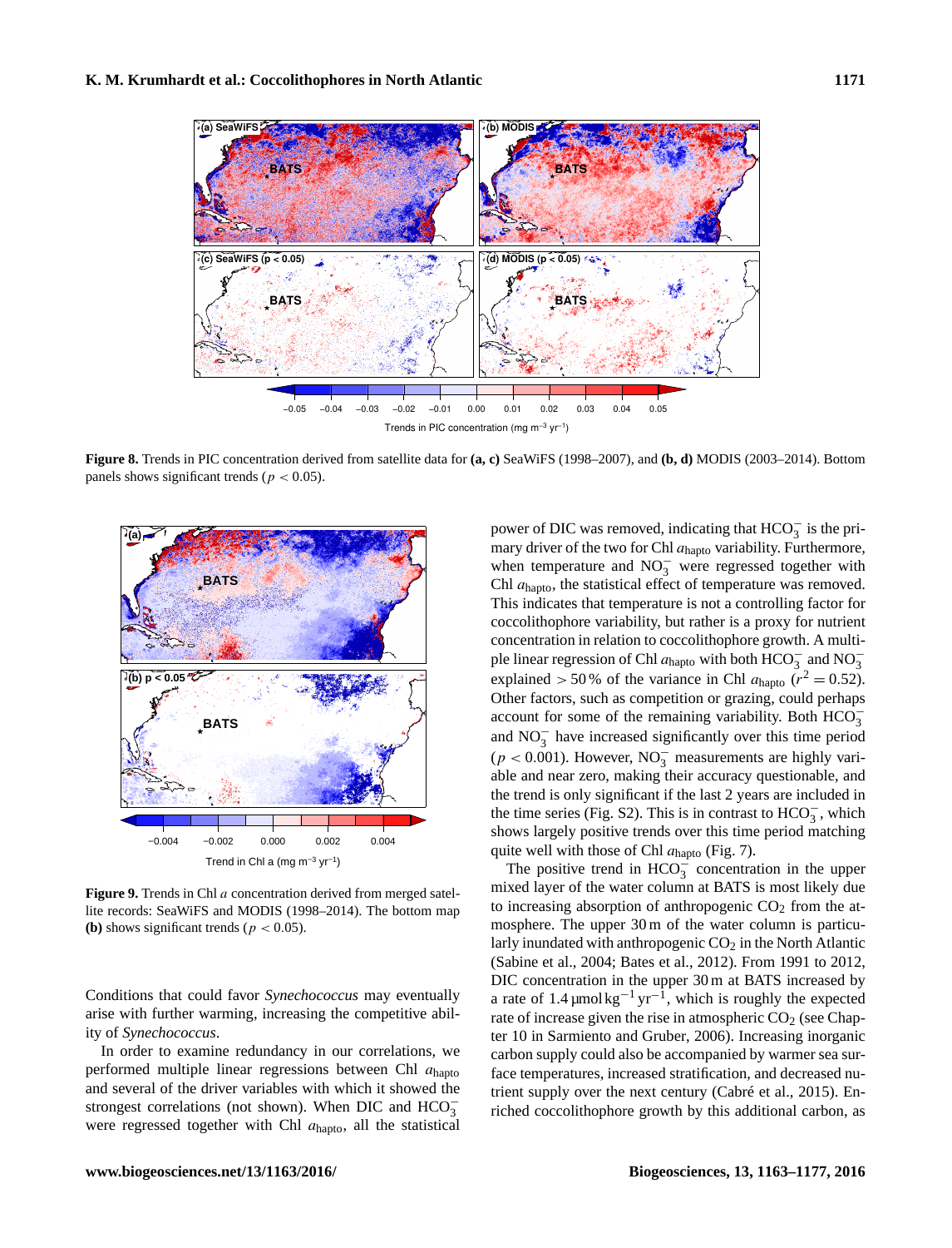**Figure 8.** Trends in PIC concentration derived from satellite data for **(a, c)** SeaWiFS (1998–2007), and **(b, d)** MODIS (2003–2014). Bottom panels shows significant trends ($p < 0.05$).

**Figure 9.** Trends in Chl $a$ concentration derived from merged satellite records: SeaWiFS and MODIS (1998–2014). The bottom map **(b)** shows significant trends ($p < 0.05$).

Conditions that could favor *Synechococcus* may eventually arise with further warming, increasing the competitive ability of *Synechococcus*.

In order to examine redundancy in our correlations, we performed multiple linear regressions between Chl $a_{\text{hapto}}$ and several of the driver variables with which it showed the strongest correlations (not shown). When DIC and $HCO_3^-$ were regressed together with Chl $a_{\text{hapto}}$, all the statistical power of DIC was removed, indicating that $HCO_3^-$ is the primary driver of the two for Chl $a_{\text{hapto}}$ variability. Furthermore, when temperature and $NO_3^-$ were regressed together with Chl $a_{\text{hapto}}$, the statistical effect of temperature was removed. This indicates that temperature is not a controlling factor for coccolithophore variability, but rather is a proxy for nutrient concentration in relation to coccolithophore growth. A multiple linear regression of Chl $a_{\text{hapto}}$ with both $HCO_3^-$ and $NO_3^-$ explained $> 50$ % of the variance in Chl $a_{\text{hapto}}$ ($r^2 = 0.52$). Other factors, such as competition or grazing, could perhaps account for some of the remaining variability. Both $HCO_3^-$ and $NO_3^-$ have increased significantly over this time period ($p < 0.001$). However, $NO_3^-$ measurements are highly variable and near zero, making their accuracy questionable, and the trend is only significant if the last 2 years are included in the time series (Fig. S2). This is in contrast to $HCO_3^-$, which shows largely positive trends over this time period matching quite well with those of Chl $a_{\text{hapto}}$ (Fig. 7).

The positive trend in $HCO_3^-$ concentration in the upper mixed layer of the water column at BATS is most likely due to increasing absorption of anthropogenic $CO_2$ from the atmosphere. The upper 30 m of the water column is particularly inundated with anthropogenic $CO_2$ in the North Atlantic (Sabine et al., 2004; Bates et al., 2012). From 1991 to 2012, DIC concentration in the upper 30 m at BATS increased by a rate of 1.4 $\mu$mol kg$^{-1}$ yr$^{-1}$, which is roughly the expected rate of increase given the rise in atmospheric $CO_2$ (see Chapter 10 in Sarmiento and Gruber, 2006). Increasing inorganic carbon supply could also be accompanied by warmer sea surface temperatures, increased stratification, and decreased nutrient supply over the next century (Cabré et al., 2015). Enriched coccolithophore growth by this additional carbon, as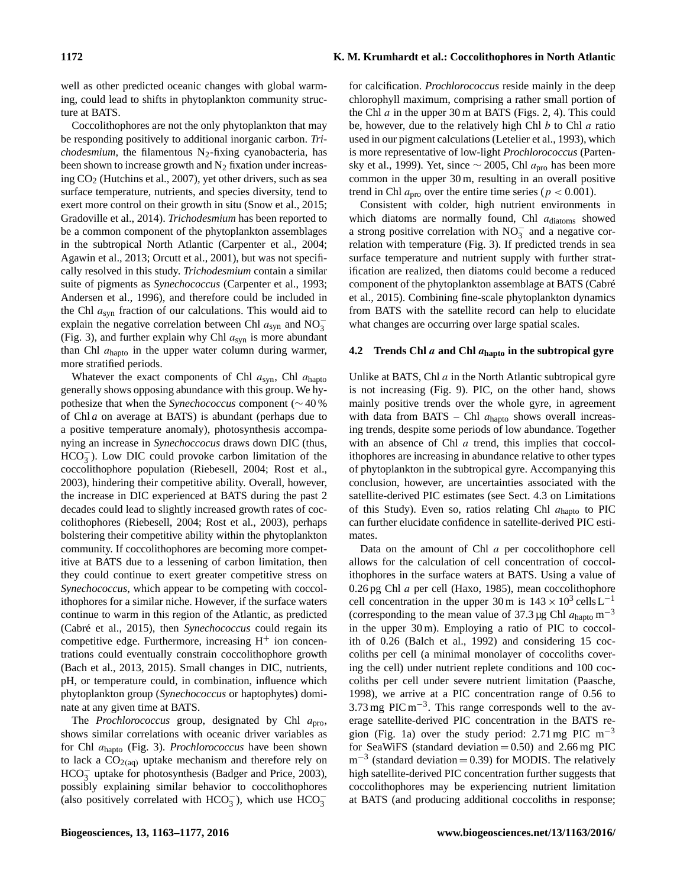well as other predicted oceanic changes with global warming, could lead to shifts in phytoplankton community structure at BATS.

Coccolithophores are not the only phytoplankton that may be responding positively to additional inorganic carbon. *Trichodesmium*, the filamentous $N_2$-fixing cyanobacteria, has been shown to increase growth and $N_2$ fixation under increasing $CO_2$ (Hutchins et al., 2007), yet other drivers, such as sea surface temperature, nutrients, and species diversity, tend to exert more control on their growth in situ (Snow et al., 2015; Gradoville et al., 2014). *Trichodesmium* has been reported to be a common component of the phytoplankton assemblages in the subtropical North Atlantic (Carpenter et al., 2004; Agawin et al., 2013; Orcutt et al., 2001), but was not specifically resolved in this study. *Trichodesmium* contain a similar suite of pigments as *Synechococcus* (Carpenter et al., 1993; Andersen et al., 1996), and therefore could be included in the Chl $a_{\mathrm{syn}}$ fraction of our calculations. This would aid to explain the negative correlation between Chl $a_{\mathrm{syn}}$ and $NO_3^-$ (Fig. 3), and further explain why Chl $a_{\mathrm{syn}}$ is more abundant than Chl $a_{\mathrm{hapto}}$ in the upper water column during warmer, more stratified periods.

Whatever the exact components of Chl $a_{\mathrm{syn}}$, Chl $a_{\mathrm{hapto}}$ generally shows opposing abundance with this group. We hypothesize that when the *Synechococcus* component ($\sim 40\,\%$ of Chl *a* on average at BATS) is abundant (perhaps due to a positive temperature anomaly), photosynthesis accompanying an increase in *Synechoccocus* draws down DIC (thus, $HCO_3^-$). Low DIC could provoke carbon limitation of the coccolithophore population (Riebesell, 2004; Rost et al., 2003), hindering their competitive ability. Overall, however, the increase in DIC experienced at BATS during the past 2 decades could lead to slightly increased growth rates of coccolithophores (Riebesell, 2004; Rost et al., 2003), perhaps bolstering their competitive ability within the phytoplankton community. If coccolithophores are becoming more competitive at BATS due to a lessening of carbon limitation, then they could continue to exert greater competitive stress on *Synechococcus*, which appear to be competing with coccolithophores for a similar niche. However, if the surface waters continue to warm in this region of the Atlantic, as predicted (Cabré et al., 2015), then *Synechococcus* could regain its competitive edge. Furthermore, increasing $H^+$ ion concentrations could eventually constrain coccolithophore growth (Bach et al., 2013, 2015). Small changes in DIC, nutrients, pH, or temperature could, in combination, influence which phytoplankton group (*Synechococcus* or haptophytes) dominate at any given time at BATS.

The *Prochlorococcus* group, designated by Chl $a_{\mathrm{pro}}$, shows similar correlations with oceanic driver variables as for Chl $a_{\mathrm{hapto}}$ (Fig. 3). *Prochlorococcus* have been shown to lack a $CO_{2(aq)}$ uptake mechanism and therefore rely on $HCO_3^-$ uptake for photosynthesis (Badger and Price, 2003), possibly explaining similar behavior to coccolithophores (also positively correlated with $HCO_3^-$), which use $HCO_3^-$ for calcification. *Prochlorococcus* reside mainly in the deep chlorophyll maximum, comprising a rather small portion of the Chl *a* in the upper 30 m at BATS (Figs. 2, 4). This could be, however, due to the relatively high Chl *b* to Chl *a* ratio used in our pigment calculations (Letelier et al., 1993), which is more representative of low-light *Prochlorococcus* (Partensky et al., 1999). Yet, since $\sim 2005$, Chl $a_{\mathrm{pro}}$ has been more common in the upper 30 m, resulting in an overall positive trend in Chl $a_{\mathrm{pro}}$ over the entire time series ($p < 0.001$).

Consistent with colder, high nutrient environments in which diatoms are normally found, Chl $a_{\mathrm{diatoms}}$ showed a strong positive correlation with $NO_3^-$ and a negative correlation with temperature (Fig. 3). If predicted trends in sea surface temperature and nutrient supply with further stratification are realized, then diatoms could become a reduced component of the phytoplankton assemblage at BATS (Cabré et al., 2015). Combining fine-scale phytoplankton dynamics from BATS with the satellite record can help to elucidate what changes are occurring over large spatial scales.

### 4.2 Trends Chl *a* and Chl $a_{\mathrm{hapto}}$ in the subtropical gyre

Unlike at BATS, Chl *a* in the North Atlantic subtropical gyre is not increasing (Fig. 9). PIC, on the other hand, shows mainly positive trends over the whole gyre, in agreement with data from BATS – Chl $a_{\mathrm{hapto}}$ shows overall increasing trends, despite some periods of low abundance. Together with an absence of Chl *a* trend, this implies that coccolithophores are increasing in abundance relative to other types of phytoplankton in the subtropical gyre. Accompanying this conclusion, however, are uncertainties associated with the satellite-derived PIC estimates (see Sect. 4.3 on Limitations of this Study). Even so, ratios relating Chl $a_{\mathrm{hapto}}$ to PIC can further elucidate confidence in satellite-derived PIC estimates.

Data on the amount of Chl *a* per coccolithophore cell allows for the calculation of cell concentration of coccolithophores in the surface waters at BATS. Using a value of 0.26 pg Chl *a* per cell (Haxo, 1985), mean coccolithophore cell concentration in the upper 30 m is $143 \times 10^3$ cells $\mathrm{L}^{-1}$ (corresponding to the mean value of 37.3 µg Chl $a_{\mathrm{hapto}}$ $\mathrm{m}^{-3}$ in the upper 30 m). Employing a ratio of PIC to coccolith of 0.26 (Balch et al., 1992) and considering 15 coccoliths per cell (a minimal monolayer of coccoliths covering the cell) under nutrient replete conditions and 100 coccoliths per cell under severe nutrient limitation (Paasche, 1998), we arrive at a PIC concentration range of 0.56 to 3.73 mg PIC $\mathrm{m}^{-3}$. This range corresponds well to the average satellite-derived PIC concentration in the BATS region (Fig. 1a) over the study period: 2.71 mg PIC $\mathrm{m}^{-3}$ for SeaWiFS (standard deviation = 0.50) and 2.66 mg PIC $\mathrm{m}^{-3}$ (standard deviation = 0.39) for MODIS. The relatively high satellite-derived PIC concentration further suggests that coccolithophores may be experiencing nutrient limitation at BATS (and producing additional coccoliths in response;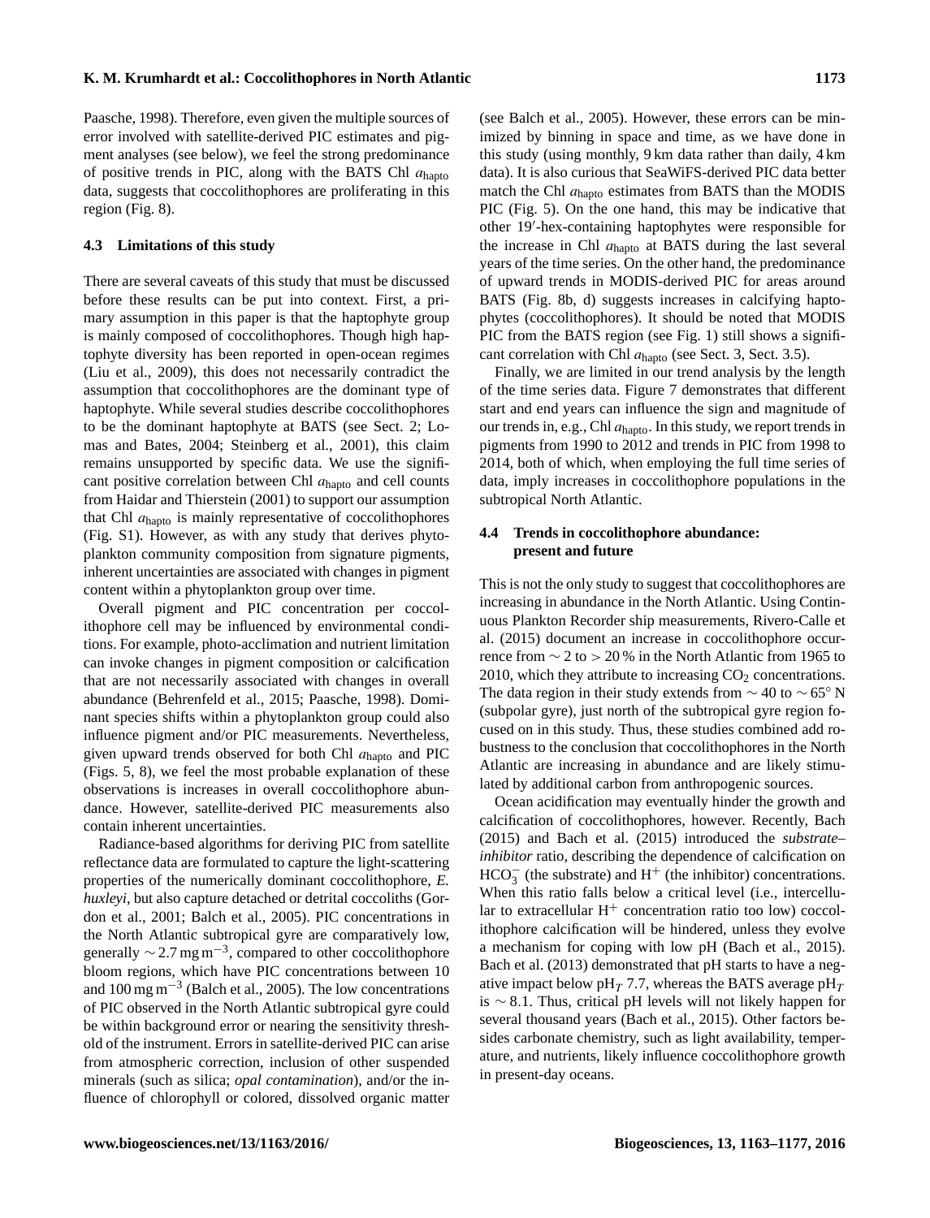Paasche, 1998). Therefore, even given the multiple sources of error involved with satellite-derived PIC estimates and pigment analyses (see below), we feel the strong predominance of positive trends in PIC, along with the BATS Chl $a_{hapto}$ data, suggests that coccolithophores are proliferating in this region (Fig. 8).

### 4.3 Limitations of this study

There are several caveats of this study that must be discussed before these results can be put into context. First, a primary assumption in this paper is that the haptophyte group is mainly composed of coccolithophores. Though high haptophyte diversity has been reported in open-ocean regimes (Liu et al., 2009), this does not necessarily contradict the assumption that coccolithophores are the dominant type of haptophyte. While several studies describe coccolithophores to be the dominant haptophyte at BATS (see Sect. 2; Lomas and Bates, 2004; Steinberg et al., 2001), this claim remains unsupported by specific data. We use the significant positive correlation between Chl $a_{hapto}$ and cell counts from Haidar and Thierstein (2001) to support our assumption that Chl $a_{hapto}$ is mainly representative of coccolithophores (Fig. S1). However, as with any study that derives phytoplankton community composition from signature pigments, inherent uncertainties are associated with changes in pigment content within a phytoplankton group over time.

Overall pigment and PIC concentration per coccolithophore cell may be influenced by environmental conditions. For example, photo-acclimation and nutrient limitation can invoke changes in pigment composition or calcification that are not necessarily associated with changes in overall abundance (Behrenfeld et al., 2015; Paasche, 1998). Dominant species shifts within a phytoplankton group could also influence pigment and/or PIC measurements. Nevertheless, given upward trends observed for both Chl $a_{hapto}$ and PIC (Figs. 5, 8), we feel the most probable explanation of these observations is increases in overall coccolithophore abundance. However, satellite-derived PIC measurements also contain inherent uncertainties.

Radiance-based algorithms for deriving PIC from satellite reflectance data are formulated to capture the light-scattering properties of the numerically dominant coccolithophore, *E. huxleyi*, but also capture detached or detrital coccoliths (Gordon et al., 2001; Balch et al., 2005). PIC concentrations in the North Atlantic subtropical gyre are comparatively low, generally $\sim 2.7\,\mathrm{mg\,m^{-3}}$, compared to other coccolithophore bloom regions, which have PIC concentrations between 10 and $100\,\mathrm{mg\,m^{-3}}$ (Balch et al., 2005). The low concentrations of PIC observed in the North Atlantic subtropical gyre could be within background error or nearing the sensitivity threshold of the instrument. Errors in satellite-derived PIC can arise from atmospheric correction, inclusion of other suspended minerals (such as silica; *opal contamination*), and/or the influence of chlorophyll or colored, dissolved organic matter (see Balch et al., 2005). However, these errors can be minimized by binning in space and time, as we have done in this study (using monthly, 9 km data rather than daily, 4 km data). It is also curious that SeaWiFS-derived PIC data better match the Chl $a_{hapto}$ estimates from BATS than the MODIS PIC (Fig. 5). On the one hand, this may be indicative that other 19′-hex-containing haptophytes were responsible for the increase in Chl $a_{hapto}$ at BATS during the last several years of the time series. On the other hand, the predominance of upward trends in MODIS-derived PIC for areas around BATS (Fig. 8b, d) suggests increases in calcifying haptophytes (coccolithophores). It should be noted that MODIS PIC from the BATS region (see Fig. 1) still shows a significant correlation with Chl $a_{hapto}$ (see Sect. 3, Sect. 3.5).

Finally, we are limited in our trend analysis by the length of the time series data. Figure 7 demonstrates that different start and end years can influence the sign and magnitude of our trends in, e.g., Chl $a_{hapto}$. In this study, we report trends in pigments from 1990 to 2012 and trends in PIC from 1998 to 2014, both of which, when employing the full time series of data, imply increases in coccolithophore populations in the subtropical North Atlantic.

### 4.4 Trends in coccolithophore abundance: present and future

This is not the only study to suggest that coccolithophores are increasing in abundance in the North Atlantic. Using Continuous Plankton Recorder ship measurements, Rivero-Calle et al. (2015) document an increase in coccolithophore occurrence from $\sim 2$ to $> 20\,\%$ in the North Atlantic from 1965 to 2010, which they attribute to increasing $CO_2$ concentrations. The data region in their study extends from $\sim 40$ to $\sim 65^\circ$ N (subpolar gyre), just north of the subtropical gyre region focused on in this study. Thus, these studies combined add robustness to the conclusion that coccolithophores in the North Atlantic are increasing in abundance and are likely stimulated by additional carbon from anthropogenic sources.

Ocean acidification may eventually hinder the growth and calcification of coccolithophores, however. Recently, Bach (2015) and Bach et al. (2015) introduced the *substrate–inhibitor* ratio, describing the dependence of calcification on $HCO_3^-$ (the substrate) and $H^+$ (the inhibitor) concentrations. When this ratio falls below a critical level (i.e., intercellular to extracellular $H^+$ concentration ratio too low) coccolithophore calcification will be hindered, unless they evolve a mechanism for coping with low pH (Bach et al., 2015). Bach et al. (2013) demonstrated that pH starts to have a negative impact below $\mathrm{pH}_T$ 7.7, whereas the BATS average $\mathrm{pH}_T$ is $\sim 8.1$. Thus, critical pH levels will not likely happen for several thousand years (Bach et al., 2015). Other factors besides carbonate chemistry, such as light availability, temperature, and nutrients, likely influence coccolithophore growth in present-day oceans.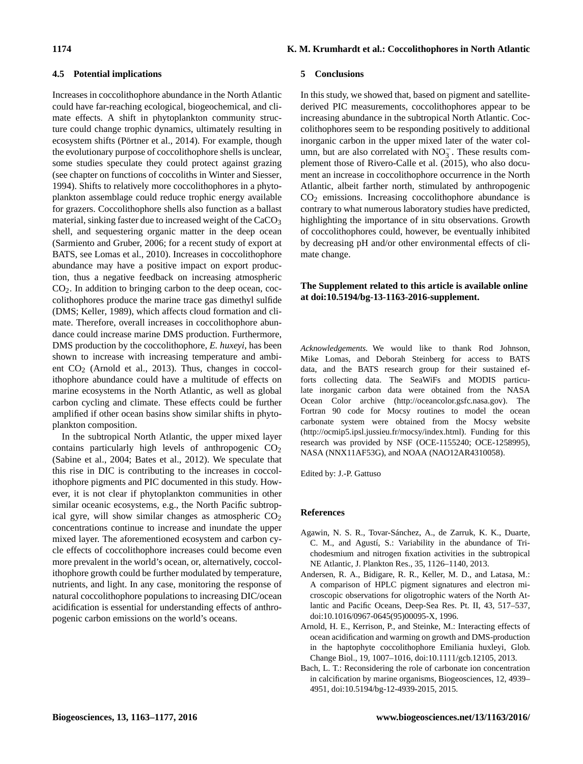### 4.5 Potential implications

Increases in coccolithophore abundance in the North Atlantic could have far-reaching ecological, biogeochemical, and climate effects. A shift in phytoplankton community structure could change trophic dynamics, ultimately resulting in ecosystem shifts (Pörtner et al., 2014). For example, though the evolutionary purpose of coccolithophore shells is unclear, some studies speculate they could protect against grazing (see chapter on functions of coccoliths in Winter and Siesser, 1994). Shifts to relatively more coccolithophores in a phytoplankton assemblage could reduce trophic energy available for grazers. Coccolithophore shells also function as a ballast material, sinking faster due to increased weight of the $CaCO_3$ shell, and sequestering organic matter in the deep ocean (Sarmiento and Gruber, 2006; for a recent study of export at BATS, see Lomas et al., 2010). Increases in coccolithophore abundance may have a positive impact on export production, thus a negative feedback on increasing atmospheric $CO_2$. In addition to bringing carbon to the deep ocean, coccolithophores produce the marine trace gas dimethyl sulfide (DMS; Keller, 1989), which affects cloud formation and climate. Therefore, overall increases in coccolithophore abundance could increase marine DMS production. Furthermore, DMS production by the coccolithophore, *E. huxeyi*, has been shown to increase with increasing temperature and ambient $CO_2$ (Arnold et al., 2013). Thus, changes in coccolithophore abundance could have a multitude of effects on marine ecosystems in the North Atlantic, as well as global carbon cycling and climate. These effects could be further amplified if other ocean basins show similar shifts in phytoplankton composition.

In the subtropical North Atlantic, the upper mixed layer contains particularly high levels of anthropogenic $CO_2$ (Sabine et al., 2004; Bates et al., 2012). We speculate that this rise in DIC is contributing to the increases in coccolithophore pigments and PIC documented in this study. However, it is not clear if phytoplankton communities in other similar oceanic ecosystems, e.g., the North Pacific subtropical gyre, will show similar changes as atmospheric $CO_2$ concentrations continue to increase and inundate the upper mixed layer. The aforementioned ecosystem and carbon cycle effects of coccolithophore increases could become even more prevalent in the world's ocean, or, alternatively, coccolithophore growth could be further modulated by temperature, nutrients, and light. In any case, monitoring the response of natural coccolithophore populations to increasing DIC/ocean acidification is essential for understanding effects of anthropogenic carbon emissions on the world's oceans.

## 5 Conclusions

In this study, we showed that, based on pigment and satellite-derived PIC measurements, coccolithophores appear to be increasing abundance in the subtropical North Atlantic. Coccolithophores seem to be responding positively to additional inorganic carbon in the upper mixed later of the water column, but are also correlated with $NO_3^-$. These results complement those of Rivero-Calle et al. (2015), who also document an increase in coccolithophore occurrence in the North Atlantic, albeit farther north, stimulated by anthropogenic $CO_2$ emissions. Increasing coccolithophore abundance is contrary to what numerous laboratory studies have predicted, highlighting the importance of in situ observations. Growth of coccolithophores could, however, be eventually inhibited by decreasing pH and/or other environmental effects of climate change.

**The Supplement related to this article is available online at doi:10.5194/bg-13-1163-2016-supplement.**

*Acknowledgements.* We would like to thank Rod Johnson, Mike Lomas, and Deborah Steinberg for access to BATS data, and the BATS research group for their sustained efforts collecting data. The SeaWiFs and MODIS particulate inorganic carbon data were obtained from the NASA Ocean Color archive (http://oceancolor.gsfc.nasa.gov). The Fortran 90 code for Mocsy routines to model the ocean carbonate system were obtained from the Mocsy website (http://ocmip5.ipsl.jussieu.fr/mocsy/index.html). Funding for this research was provided by NSF (OCE-1155240; OCE-1258995), NASA (NNX11AF53G), and NOAA (NAO12AR4310058).

Edited by: J.-P. Gattuso

## References

Agawin, N. S. R., Tovar-Sánchez, A., de Zarruk, K. K., Duarte, C. M., and Agustí, S.: Variability in the abundance of Trichodesmium and nitrogen fixation activities in the subtropical NE Atlantic, J. Plankton Res., 35, 1126–1140, 2013.

Andersen, R. A., Bidigare, R. R., Keller, M. D., and Latasa, M.: A comparison of HPLC pigment signatures and electron microscopic observations for oligotrophic waters of the North Atlantic and Pacific Oceans, Deep-Sea Res. Pt. II, 43, 517–537, doi:10.1016/0967-0645(95)00095-X, 1996.

Arnold, H. E., Kerrison, P., and Steinke, M.: Interacting effects of ocean acidification and warming on growth and DMS-production in the haptophyte coccolithophore Emiliania huxleyi, Glob. Change Biol., 19, 1007–1016, doi:10.1111/gcb.12105, 2013.

Bach, L. T.: Reconsidering the role of carbonate ion concentration in calcification by marine organisms, Biogeosciences, 12, 4939–4951, doi:10.5194/bg-12-4939-2015, 2015.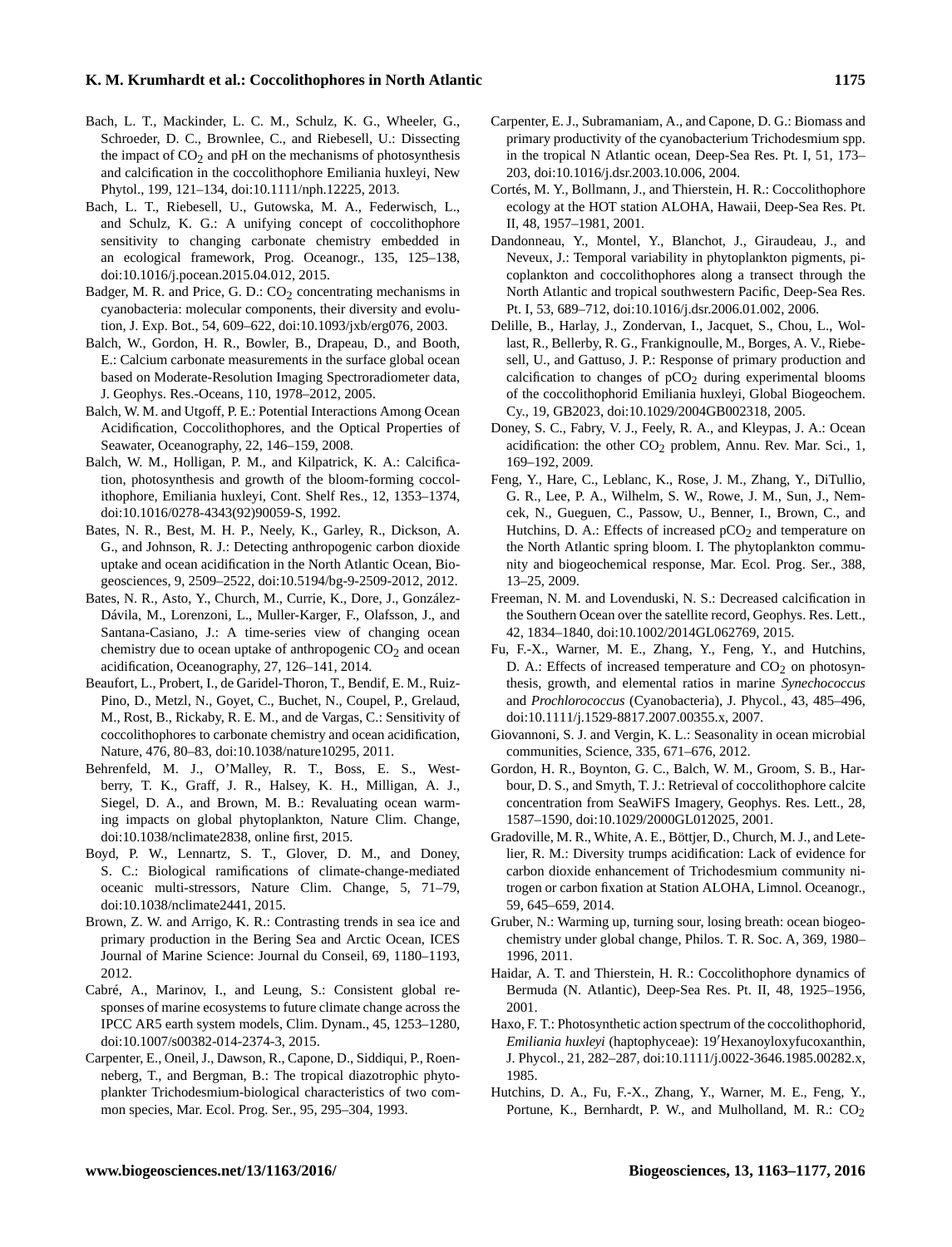Bach, L. T., Mackinder, L. C. M., Schulz, K. G., Wheeler, G., Schroeder, D. C., Brownlee, C., and Riebesell, U.: Dissecting the impact of $CO_2$ and pH on the mechanisms of photosynthesis and calcification in the coccolithophore Emiliania huxleyi, New Phytol., 199, 121–134, doi:10.1111/nph.12225, 2013.

Bach, L. T., Riebesell, U., Gutowska, M. A., Federwisch, L., and Schulz, K. G.: A unifying concept of coccolithophore sensitivity to changing carbonate chemistry embedded in an ecological framework, Prog. Oceanogr., 135, 125–138, doi:10.1016/j.pocean.2015.04.012, 2015.

Badger, M. R. and Price, G. D.: $CO_2$ concentrating mechanisms in cyanobacteria: molecular components, their diversity and evolution, J. Exp. Bot., 54, 609–622, doi:10.1093/jxb/erg076, 2003.

Balch, W., Gordon, H. R., Bowler, B., Drapeau, D., and Booth, E.: Calcium carbonate measurements in the surface global ocean based on Moderate-Resolution Imaging Spectroradiometer data, J. Geophys. Res.-Oceans, 110, 1978–2012, 2005.

Balch, W. M. and Utgoff, P. E.: Potential Interactions Among Ocean Acidification, Coccolithophores, and the Optical Properties of Seawater, Oceanography, 22, 146–159, 2008.

Balch, W. M., Holligan, P. M., and Kilpatrick, K. A.: Calcification, photosynthesis and growth of the bloom-forming coccolithophore, Emiliania huxleyi, Cont. Shelf Res., 12, 1353–1374, doi:10.1016/0278-4343(92)90059-S, 1992.

Bates, N. R., Best, M. H. P., Neely, K., Garley, R., Dickson, A. G., and Johnson, R. J.: Detecting anthropogenic carbon dioxide uptake and ocean acidification in the North Atlantic Ocean, Biogeosciences, 9, 2509–2522, doi:10.5194/bg-9-2509-2012, 2012.

Bates, N. R., Asto, Y., Church, M., Currie, K., Dore, J., González-Dávila, M., Lorenzoni, L., Muller-Karger, F., Olafsson, J., and Santana-Casiano, J.: A time-series view of changing ocean chemistry due to ocean uptake of anthropogenic $CO_2$ and ocean acidification, Oceanography, 27, 126–141, 2014.

Beaufort, L., Probert, I., de Garidel-Thoron, T., Bendif, E. M., Ruiz-Pino, D., Metzl, N., Goyet, C., Buchet, N., Coupel, P., Grelaud, M., Rost, B., Rickaby, R. E. M., and de Vargas, C.: Sensitivity of coccolithophores to carbonate chemistry and ocean acidification, Nature, 476, 80–83, doi:10.1038/nature10295, 2011.

Behrenfeld, M. J., O'Malley, R. T., Boss, E. S., Westberry, T. K., Graff, J. R., Halsey, K. H., Milligan, A. J., Siegel, D. A., and Brown, M. B.: Revaluating ocean warming impacts on global phytoplankton, Nature Clim. Change, doi:10.1038/nclimate2838, online first, 2015.

Boyd, P. W., Lennartz, S. T., Glover, D. M., and Doney, S. C.: Biological ramifications of climate-change-mediated oceanic multi-stressors, Nature Clim. Change, 5, 71–79, doi:10.1038/nclimate2441, 2015.

Brown, Z. W. and Arrigo, K. R.: Contrasting trends in sea ice and primary production in the Bering Sea and Arctic Ocean, ICES Journal of Marine Science: Journal du Conseil, 69, 1180–1193, 2012.

Cabré, A., Marinov, I., and Leung, S.: Consistent global responses of marine ecosystems to future climate change across the IPCC AR5 earth system models, Clim. Dynam., 45, 1253–1280, doi:10.1007/s00382-014-2374-3, 2015.

Carpenter, E., Oneil, J., Dawson, R., Capone, D., Siddiqui, P., Roenneberg, T., and Bergman, B.: The tropical diazotrophic phytoplankter Trichodesmium-biological characteristics of two common species, Mar. Ecol. Prog. Ser., 95, 295–304, 1993.

Carpenter, E. J., Subramaniam, A., and Capone, D. G.: Biomass and primary productivity of the cyanobacterium Trichodesmium spp. in the tropical N Atlantic ocean, Deep-Sea Res. Pt. I, 51, 173–203, doi:10.1016/j.dsr.2003.10.006, 2004.

Cortés, M. Y., Bollmann, J., and Thierstein, H. R.: Coccolithophore ecology at the HOT station ALOHA, Hawaii, Deep-Sea Res. Pt. II, 48, 1957–1981, 2001.

Dandonneau, Y., Montel, Y., Blanchot, J., Giraudeau, J., and Neveux, J.: Temporal variability in phytoplankton pigments, picoplankton and coccolithophores along a transect through the North Atlantic and tropical southwestern Pacific, Deep-Sea Res. Pt. I, 53, 689–712, doi:10.1016/j.dsr.2006.01.002, 2006.

Delille, B., Harlay, J., Zondervan, I., Jacquet, S., Chou, L., Wollast, R., Bellerby, R. G., Frankignoulle, M., Borges, A. V., Riebesell, U., and Gattuso, J. P.: Response of primary production and calcification to changes of $pCO_2$ during experimental blooms of the coccolithophorid Emiliania huxleyi, Global Biogeochem. Cy., 19, GB2023, doi:10.1029/2004GB002318, 2005.

Doney, S. C., Fabry, V. J., Feely, R. A., and Kleypas, J. A.: Ocean acidification: the other $CO_2$ problem, Annu. Rev. Mar. Sci., 1, 169–192, 2009.

Feng, Y., Hare, C., Leblanc, K., Rose, J. M., Zhang, Y., DiTullio, G. R., Lee, P. A., Wilhelm, S. W., Rowe, J. M., Sun, J., Nemcek, N., Gueguen, C., Passow, U., Benner, I., Brown, C., and Hutchins, D. A.: Effects of increased $pCO_2$ and temperature on the North Atlantic spring bloom. I. The phytoplankton community and biogeochemical response, Mar. Ecol. Prog. Ser., 388, 13–25, 2009.

Freeman, N. M. and Lovenduski, N. S.: Decreased calcification in the Southern Ocean over the satellite record, Geophys. Res. Lett., 42, 1834–1840, doi:10.1002/2014GL062769, 2015.

Fu, F.-X., Warner, M. E., Zhang, Y., Feng, Y., and Hutchins, D. A.: Effects of increased temperature and $CO_2$ on photosynthesis, growth, and elemental ratios in marine *Synechococcus* and *Prochlorococcus* (Cyanobacteria), J. Phycol., 43, 485–496, doi:10.1111/j.1529-8817.2007.00355.x, 2007.

Giovannoni, S. J. and Vergin, K. L.: Seasonality in ocean microbial communities, Science, 335, 671–676, 2012.

Gordon, H. R., Boynton, G. C., Balch, W. M., Groom, S. B., Harbour, D. S., and Smyth, T. J.: Retrieval of coccolithophore calcite concentration from SeaWiFS Imagery, Geophys. Res. Lett., 28, 1587–1590, doi:10.1029/2000GL012025, 2001.

Gradoville, M. R., White, A. E., Böttjer, D., Church, M. J., and Letelier, R. M.: Diversity trumps acidification: Lack of evidence for carbon dioxide enhancement of Trichodesmium community nitrogen or carbon fixation at Station ALOHA, Limnol. Oceanogr., 59, 645–659, 2014.

Gruber, N.: Warming up, turning sour, losing breath: ocean biogeochemistry under global change, Philos. T. R. Soc. A, 369, 1980–1996, 2011.

Haidar, A. T. and Thierstein, H. R.: Coccolithophore dynamics of Bermuda (N. Atlantic), Deep-Sea Res. Pt. II, 48, 1925–1956, 2001.

Haxo, F. T.: Photosynthetic action spectrum of the coccolithophorid, *Emiliania huxleyi* (haptophyceae): 19′Hexanoyloxyfucoxanthin, J. Phycol., 21, 282–287, doi:10.1111/j.0022-3646.1985.00282.x, 1985.

Hutchins, D. A., Fu, F.-X., Zhang, Y., Warner, M. E., Feng, Y., Portune, K., Bernhardt, P. W., and Mulholland, M. R.: $CO_2$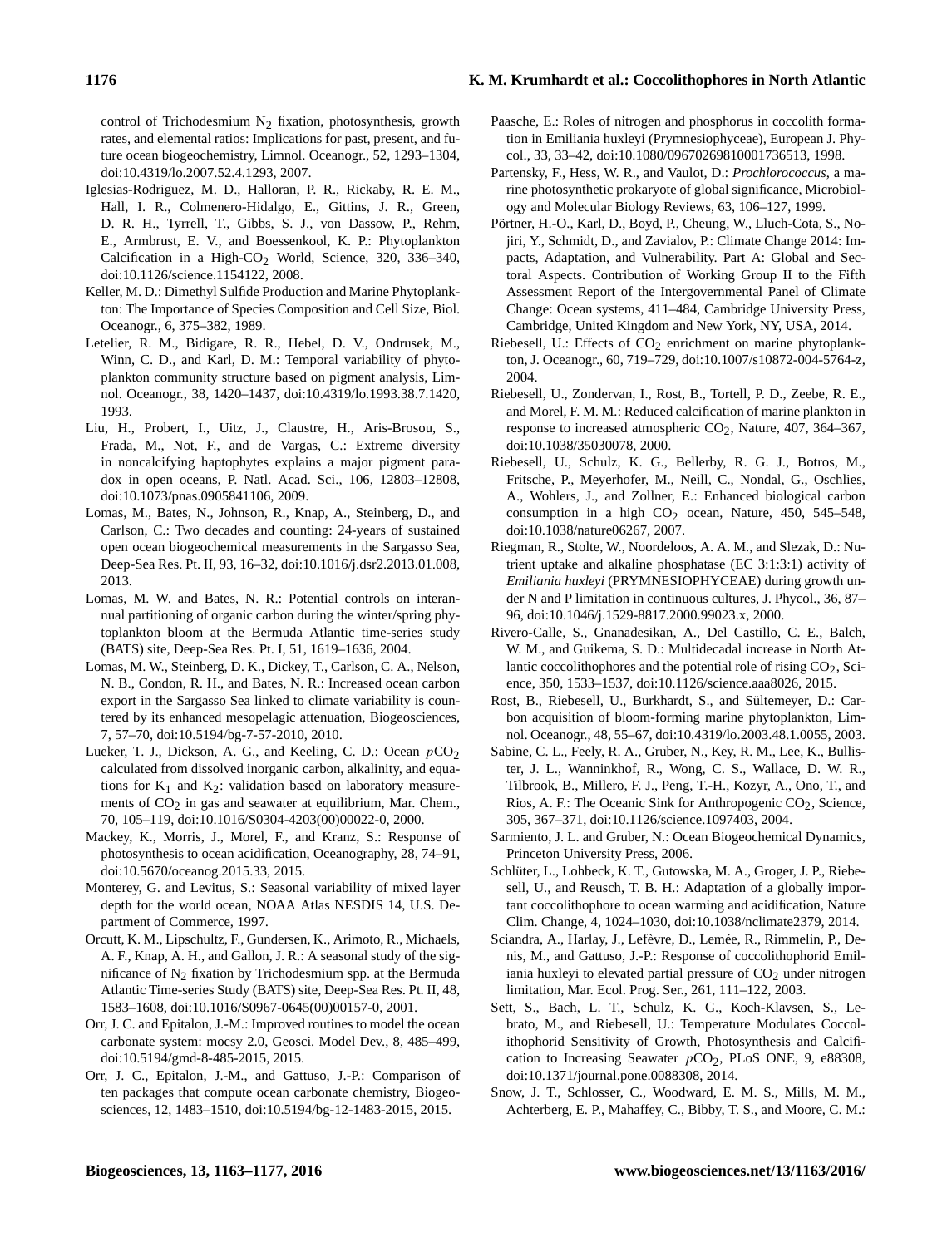control of Trichodesmium $N_2$ fixation, photosynthesis, growth rates, and elemental ratios: Implications for past, present, and future ocean biogeochemistry, Limnol. Oceanogr., 52, 1293–1304, doi:10.4319/lo.2007.52.4.1293, 2007.

Iglesias-Rodriguez, M. D., Halloran, P. R., Rickaby, R. E. M., Hall, I. R., Colmenero-Hidalgo, E., Gittins, J. R., Green, D. R. H., Tyrrell, T., Gibbs, S. J., von Dassow, P., Rehm, E., Armbrust, E. V., and Boessenkool, K. P.: Phytoplankton Calcification in a High-$CO_2$ World, Science, 320, 336–340, doi:10.1126/science.1154122, 2008.

Keller, M. D.: Dimethyl Sulfide Production and Marine Phytoplankton: The Importance of Species Composition and Cell Size, Biol. Oceanogr., 6, 375–382, 1989.

Letelier, R. M., Bidigare, R. R., Hebel, D. V., Ondrusek, M., Winn, C. D., and Karl, D. M.: Temporal variability of phytoplankton community structure based on pigment analysis, Limnol. Oceanogr., 38, 1420–1437, doi:10.4319/lo.1993.38.7.1420, 1993.

Liu, H., Probert, I., Uitz, J., Claustre, H., Aris-Brosou, S., Frada, M., Not, F., and de Vargas, C.: Extreme diversity in noncalcifying haptophytes explains a major pigment paradox in open oceans, P. Natl. Acad. Sci., 106, 12803–12808, doi:10.1073/pnas.0905841106, 2009.

Lomas, M., Bates, N., Johnson, R., Knap, A., Steinberg, D., and Carlson, C.: Two decades and counting: 24-years of sustained open ocean biogeochemical measurements in the Sargasso Sea, Deep-Sea Res. Pt. II, 93, 16–32, doi:10.1016/j.dsr2.2013.01.008, 2013.

Lomas, M. W. and Bates, N. R.: Potential controls on interannual partitioning of organic carbon during the winter/spring phytoplankton bloom at the Bermuda Atlantic time-series study (BATS) site, Deep-Sea Res. Pt. I, 51, 1619–1636, 2004.

Lomas, M. W., Steinberg, D. K., Dickey, T., Carlson, C. A., Nelson, N. B., Condon, R. H., and Bates, N. R.: Increased ocean carbon export in the Sargasso Sea linked to climate variability is countered by its enhanced mesopelagic attenuation, Biogeosciences, 7, 57–70, doi:10.5194/bg-7-57-2010, 2010.

Lueker, T. J., Dickson, A. G., and Keeling, C. D.: Ocean $p$CO$_2$ calculated from dissolved inorganic carbon, alkalinity, and equations for $K_1$ and $K_2$: validation based on laboratory measurements of $CO_2$ in gas and seawater at equilibrium, Mar. Chem., 70, 105–119, doi:10.1016/S0304-4203(00)00022-0, 2000.

Mackey, K., Morris, J., Morel, F., and Kranz, S.: Response of photosynthesis to ocean acidification, Oceanography, 28, 74–91, doi:10.5670/oceanog.2015.33, 2015.

Monterey, G. and Levitus, S.: Seasonal variability of mixed layer depth for the world ocean, NOAA Atlas NESDIS 14, U.S. Department of Commerce, 1997.

Orcutt, K. M., Lipschultz, F., Gundersen, K., Arimoto, R., Michaels, A. F., Knap, A. H., and Gallon, J. R.: A seasonal study of the significance of $N_2$ fixation by Trichodesmium spp. at the Bermuda Atlantic Time-series Study (BATS) site, Deep-Sea Res. Pt. II, 48, 1583–1608, doi:10.1016/S0967-0645(00)00157-0, 2001.

Orr, J. C. and Epitalon, J.-M.: Improved routines to model the ocean carbonate system: mocsy 2.0, Geosci. Model Dev., 8, 485–499, doi:10.5194/gmd-8-485-2015, 2015.

Orr, J. C., Epitalon, J.-M., and Gattuso, J.-P.: Comparison of ten packages that compute ocean carbonate chemistry, Biogeosciences, 12, 1483–1510, doi:10.5194/bg-12-1483-2015, 2015.

Paasche, E.: Roles of nitrogen and phosphorus in coccolith formation in Emiliania huxleyi (Prymnesiophyceae), European J. Phycol., 33, 33–42, doi:10.1080/09670269810001736513, 1998.

Partensky, F., Hess, W. R., and Vaulot, D.: *Prochlorococcus*, a marine photosynthetic prokaryote of global significance, Microbiology and Molecular Biology Reviews, 63, 106–127, 1999.

Pörtner, H.-O., Karl, D., Boyd, P., Cheung, W., Lluch-Cota, S., Nojiri, Y., Schmidt, D., and Zavialov, P.: Climate Change 2014: Impacts, Adaptation, and Vulnerability. Part A: Global and Sectoral Aspects. Contribution of Working Group II to the Fifth Assessment Report of the Intergovernmental Panel of Climate Change: Ocean systems, 411–484, Cambridge University Press, Cambridge, United Kingdom and New York, NY, USA, 2014.

Riebesell, U.: Effects of $CO_2$ enrichment on marine phytoplankton, J. Oceanogr., 60, 719–729, doi:10.1007/s10872-004-5764-z, 2004.

Riebesell, U., Zondervan, I., Rost, B., Tortell, P. D., Zeebe, R. E., and Morel, F. M. M.: Reduced calcification of marine plankton in response to increased atmospheric $CO_2$, Nature, 407, 364–367, doi:10.1038/35030078, 2000.

Riebesell, U., Schulz, K. G., Bellerby, R. G. J., Botros, M., Fritsche, P., Meyerhofer, M., Neill, C., Nondal, G., Oschlies, A., Wohlers, J., and Zollner, E.: Enhanced biological carbon consumption in a high $CO_2$ ocean, Nature, 450, 545–548, doi:10.1038/nature06267, 2007.

Riegman, R., Stolte, W., Noordeloos, A. A. M., and Slezak, D.: Nutrient uptake and alkaline phosphatase (EC 3:1:3:1) activity of *Emiliania huxleyi* (PRYMNESIOPHYCEAE) during growth under N and P limitation in continuous cultures, J. Phycol., 36, 87–96, doi:10.1046/j.1529-8817.2000.99023.x, 2000.

Rivero-Calle, S., Gnanadesikan, A., Del Castillo, C. E., Balch, W. M., and Guikema, S. D.: Multidecadal increase in North Atlantic coccolithophores and the potential role of rising $CO_2$, Science, 350, 1533–1537, doi:10.1126/science.aaa8026, 2015.

Rost, B., Riebesell, U., Burkhardt, S., and Sültemeyer, D.: Carbon acquisition of bloom-forming marine phytoplankton, Limnol. Oceanogr., 48, 55–67, doi:10.4319/lo.2003.48.1.0055, 2003.

Sabine, C. L., Feely, R. A., Gruber, N., Key, R. M., Lee, K., Bullister, J. L., Wanninkhof, R., Wong, C. S., Wallace, D. W. R., Tilbrook, B., Millero, F. J., Peng, T.-H., Kozyr, A., Ono, T., and Rios, A. F.: The Oceanic Sink for Anthropogenic $CO_2$, Science, 305, 367–371, doi:10.1126/science.1097403, 2004.

Sarmiento, J. L. and Gruber, N.: Ocean Biogeochemical Dynamics, Princeton University Press, 2006.

Schlüter, L., Lohbeck, K. T., Gutowska, M. A., Groger, J. P., Riebesell, U., and Reusch, T. B. H.: Adaptation of a globally important coccolithophore to ocean warming and acidification, Nature Clim. Change, 4, 1024–1030, doi:10.1038/nclimate2379, 2014.

Sciandra, A., Harlay, J., Lefèvre, D., Lemée, R., Rimmelin, P., Denis, M., and Gattuso, J.-P.: Response of coccolithophorid Emiliania huxleyi to elevated partial pressure of $CO_2$ under nitrogen limitation, Mar. Ecol. Prog. Ser., 261, 111–122, 2003.

Sett, S., Bach, L. T., Schulz, K. G., Koch-Klavsen, S., Lebrato, M., and Riebesell, U.: Temperature Modulates Coccolithophorid Sensitivity of Growth, Photosynthesis and Calcification to Increasing Seawater $p$CO$_2$, PLoS ONE, 9, e88308, doi:10.1371/journal.pone.0088308, 2014.

Snow, J. T., Schlosser, C., Woodward, E. M. S., Mills, M. M., Achterberg, E. P., Mahaffey, C., Bibby, T. S., and Moore, C. M.: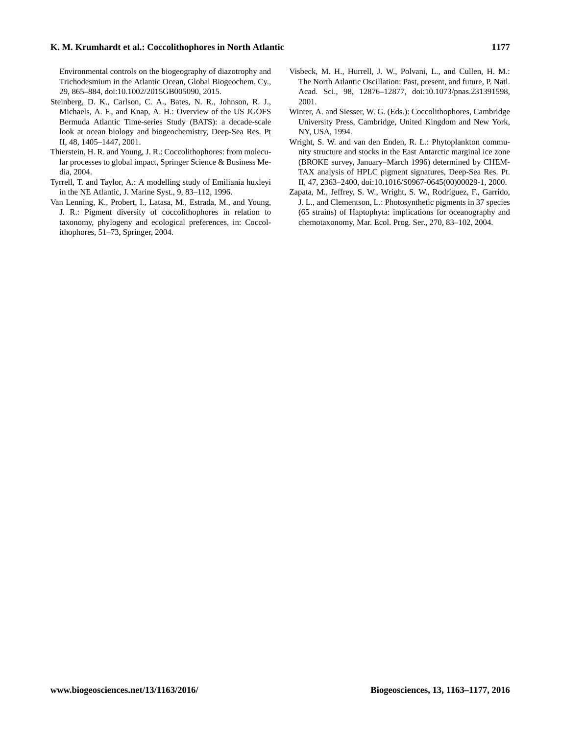Environmental controls on the biogeography of diazotrophy and Trichodesmium in the Atlantic Ocean, Global Biogeochem. Cy., 29, 865–884, doi:10.1002/2015GB005090, 2015.

Steinberg, D. K., Carlson, C. A., Bates, N. R., Johnson, R. J., Michaels, A. F., and Knap, A. H.: Overview of the US JGOFS Bermuda Atlantic Time-series Study (BATS): a decade-scale look at ocean biology and biogeochemistry, Deep-Sea Res. Pt II, 48, 1405–1447, 2001.

Thierstein, H. R. and Young, J. R.: Coccolithophores: from molecular processes to global impact, Springer Science & Business Media, 2004.

Tyrrell, T. and Taylor, A.: A modelling study of Emiliania huxleyi in the NE Atlantic, J. Marine Syst., 9, 83–112, 1996.

Van Lenning, K., Probert, I., Latasa, M., Estrada, M., and Young, J. R.: Pigment diversity of coccolithophores in relation to taxonomy, phylogeny and ecological preferences, in: Coccolithophores, 51–73, Springer, 2004.

Visbeck, M. H., Hurrell, J. W., Polvani, L., and Cullen, H. M.: The North Atlantic Oscillation: Past, present, and future, P. Natl. Acad. Sci., 98, 12876–12877, doi:10.1073/pnas.231391598, 2001.

Winter, A. and Siesser, W. G. (Eds.): Coccolithophores, Cambridge University Press, Cambridge, United Kingdom and New York, NY, USA, 1994.

Wright, S. W. and van den Enden, R. L.: Phytoplankton community structure and stocks in the East Antarctic marginal ice zone (BROKE survey, January–March 1996) determined by CHEMTAX analysis of HPLC pigment signatures, Deep-Sea Res. Pt. II, 47, 2363–2400, doi:10.1016/S0967-0645(00)00029-1, 2000.

Zapata, M., Jeffrey, S. W., Wright, S. W., Rodríguez, F., Garrido, J. L., and Clementson, L.: Photosynthetic pigments in 37 species (65 strains) of Haptophyta: implications for oceanography and chemotaxonomy, Mar. Ecol. Prog. Ser., 270, 83–102, 2004.